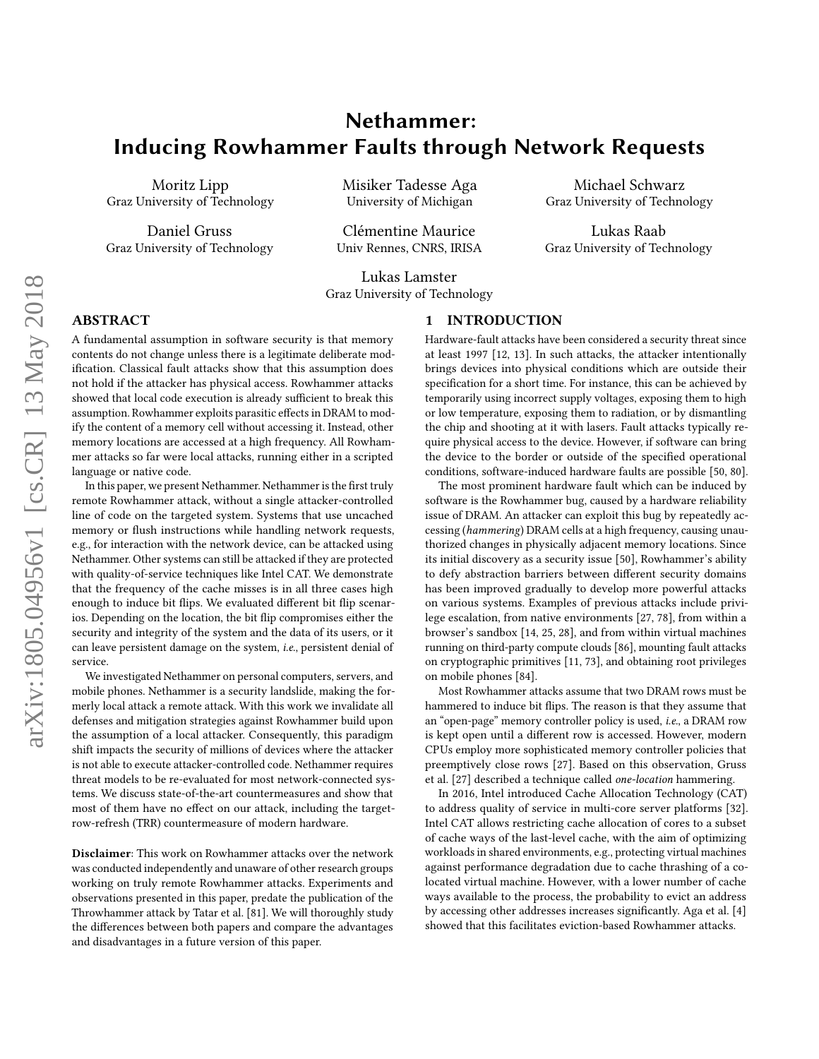# Nethammer: Inducing Rowhammer Faults through Network Requests

Moritz Lipp
Graz University of Technology

Misiker Tadesse Aga
University of Michigan

Michael Schwarz
Graz University of Technology

Daniel Gruss
Graz University of Technology

Clémentine Maurice
Univ Rennes, CNRS, IRISA

Lukas Raab
Graz University of Technology

Lukas Lamster
Graz University of Technology

## ABSTRACT

A fundamental assumption in software security is that memory contents do not change unless there is a legitimate deliberate modification. Classical fault attacks show that this assumption does not hold if the attacker has physical access. Rowhammer attacks showed that local code execution is already sufficient to break this assumption. Rowhammer exploits parasitic effects in DRAM to modify the content of a memory cell without accessing it. Instead, other memory locations are accessed at a high frequency. All Rowhammer attacks so far were local attacks, running either in a scripted language or native code.

In this paper, we present Nethammer. Nethammer is the first truly remote Rowhammer attack, without a single attacker-controlled line of code on the targeted system. Systems that use uncached memory or flush instructions while handling network requests, e.g., for interaction with the network device, can be attacked using Nethammer. Other systems can still be attacked if they are protected with quality-of-service techniques like Intel CAT. We demonstrate that the frequency of the cache misses is in all three cases high enough to induce bit flips. We evaluated different bit flip scenarios. Depending on the location, the bit flip compromises either the security and integrity of the system and the data of its users, or it can leave persistent damage on the system, *i.e.*, persistent denial of service.

We investigated Nethammer on personal computers, servers, and mobile phones. Nethammer is a security landslide, making the formerly local attack a remote attack. With this work we invalidate all defenses and mitigation strategies against Rowhammer build upon the assumption of a local attacker. Consequently, this paradigm shift impacts the security of millions of devices where the attacker is not able to execute attacker-controlled code. Nethammer requires threat models to be re-evaluated for most network-connected systems. We discuss state-of-the-art countermeasures and show that most of them have no effect on our attack, including the target-row-refresh (TRR) countermeasure of modern hardware.

**Disclaimer**: This work on Rowhammer attacks over the network was conducted independently and unaware of other research groups working on truly remote Rowhammer attacks. Experiments and observations presented in this paper, predate the publication of the Throwhammer attack by Tatar et al. [81]. We will thoroughly study the differences between both papers and compare the advantages and disadvantages in a future version of this paper.

## 1 INTRODUCTION

Hardware-fault attacks have been considered a security threat since at least 1997 [12, 13]. In such attacks, the attacker intentionally brings devices into physical conditions which are outside their specification for a short time. For instance, this can be achieved by temporarily using incorrect supply voltages, exposing them to high or low temperature, exposing them to radiation, or by dismantling the chip and shooting at it with lasers. Fault attacks typically require physical access to the device. However, if software can bring the device to the border or outside of the specified operational conditions, software-induced hardware faults are possible [50, 80].

The most prominent hardware fault which can be induced by software is the Rowhammer bug, caused by a hardware reliability issue of DRAM. An attacker can exploit this bug by repeatedly accessing (*hammering*) DRAM cells at a high frequency, causing unauthorized changes in physically adjacent memory locations. Since its initial discovery as a security issue [50], Rowhammer's ability to defy abstraction barriers between different security domains has been improved gradually to develop more powerful attacks on various systems. Examples of previous attacks include privilege escalation, from native environments [27, 78], from within a browser's sandbox [14, 25, 28], and from within virtual machines running on third-party compute clouds [86], mounting fault attacks on cryptographic primitives [11, 73], and obtaining root privileges on mobile phones [84].

Most Rowhammer attacks assume that two DRAM rows must be hammered to induce bit flips. The reason is that they assume that an "open-page" memory controller policy is used, *i.e.*, a DRAM row is kept open until a different row is accessed. However, modern CPUs employ more sophisticated memory controller policies that preemptively close rows [27]. Based on this observation, Gruss et al. [27] described a technique called *one-location* hammering.

In 2016, Intel introduced Cache Allocation Technology (CAT) to address quality of service in multi-core server platforms [32]. Intel CAT allows restricting cache allocation of cores to a subset of cache ways of the last-level cache, with the aim of optimizing workloads in shared environments, e.g., protecting virtual machines against performance degradation due to cache thrashing of a co-located virtual machine. However, with a lower number of cache ways available to the process, the probability to evict an address by accessing other addresses increases significantly. Aga et al. [4] showed that this facilitates eviction-based Rowhammer attacks.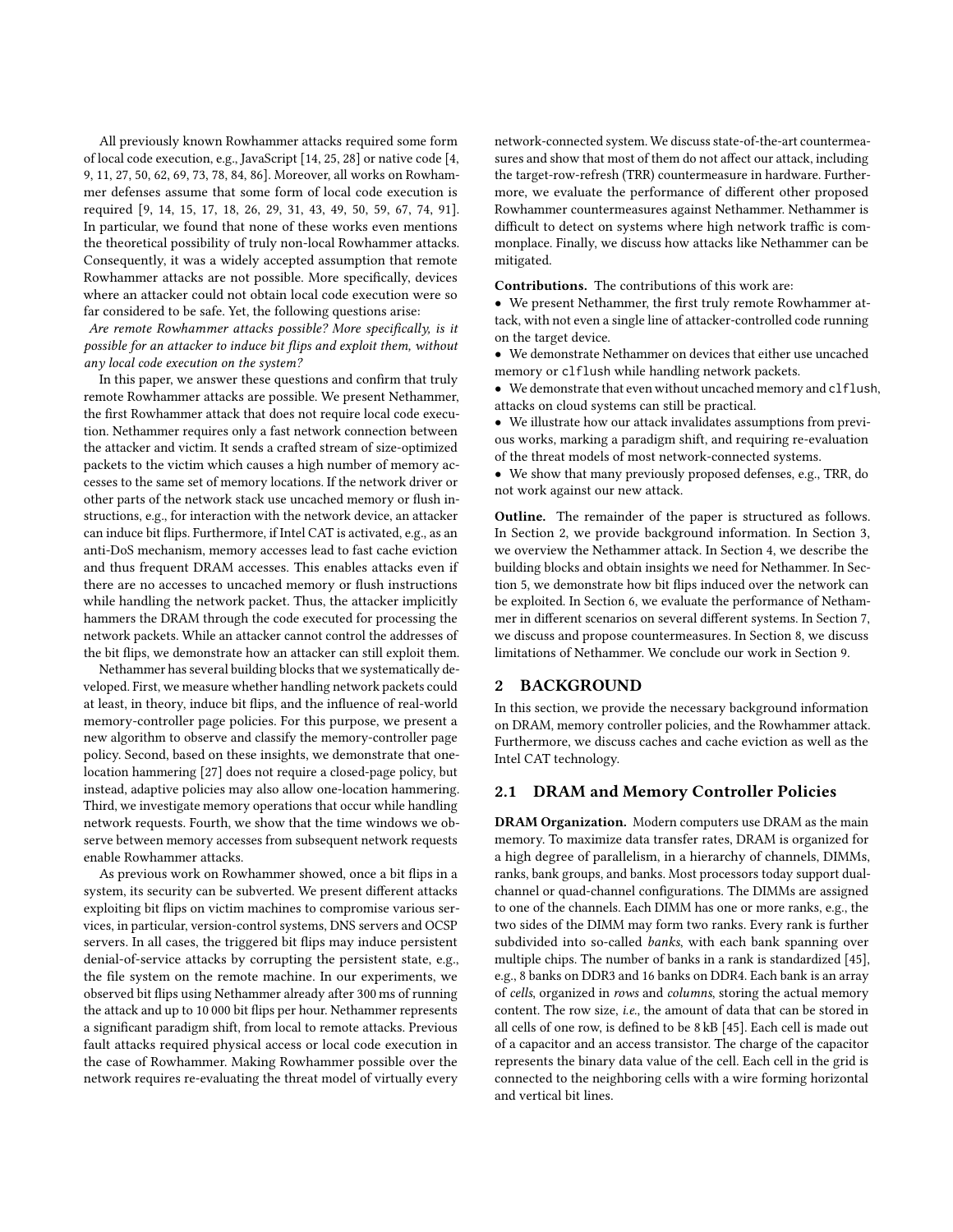All previously known Rowhammer attacks required some form of local code execution, e.g., JavaScript [14, 25, 28] or native code [4, 9, 11, 27, 50, 62, 69, 73, 78, 84, 86]. Moreover, all works on Rowhammer defenses assume that some form of local code execution is required [9, 14, 15, 17, 18, 26, 29, 31, 43, 49, 50, 59, 67, 74, 91]. In particular, we found that none of these works even mentions the theoretical possibility of truly non-local Rowhammer attacks. Consequently, it was a widely accepted assumption that remote Rowhammer attacks are not possible. More specifically, devices where an attacker could not obtain local code execution were so far considered to be safe. Yet, the following questions arise:

*Are remote Rowhammer attacks possible? More specifically, is it possible for an attacker to induce bit flips and exploit them, without any local code execution on the system?*

In this paper, we answer these questions and confirm that truly remote Rowhammer attacks are possible. We present Nethammer, the first Rowhammer attack that does not require local code execution. Nethammer requires only a fast network connection between the attacker and victim. It sends a crafted stream of size-optimized packets to the victim which causes a high number of memory accesses to the same set of memory locations. If the network driver or other parts of the network stack use uncached memory or flush instructions, e.g., for interaction with the network device, an attacker can induce bit flips. Furthermore, if Intel CAT is activated, e.g., as an anti-DoS mechanism, memory accesses lead to fast cache eviction and thus frequent DRAM accesses. This enables attacks even if there are no accesses to uncached memory or flush instructions while handling the network packet. Thus, the attacker implicitly hammers the DRAM through the code executed for processing the network packets. While an attacker cannot control the addresses of the bit flips, we demonstrate how an attacker can still exploit them.

Nethammer has several building blocks that we systematically developed. First, we measure whether handling network packets could at least, in theory, induce bit flips, and the influence of real-world memory-controller page policies. For this purpose, we present a new algorithm to observe and classify the memory-controller page policy. Second, based on these insights, we demonstrate that one-location hammering [27] does not require a closed-page policy, but instead, adaptive policies may also allow one-location hammering. Third, we investigate memory operations that occur while handling network requests. Fourth, we show that the time windows we observe between memory accesses from subsequent network requests enable Rowhammer attacks.

As previous work on Rowhammer showed, once a bit flips in a system, its security can be subverted. We present different attacks exploiting bit flips on victim machines to compromise various services, in particular, version-control systems, DNS servers and OCSP servers. In all cases, the triggered bit flips may induce persistent denial-of-service attacks by corrupting the persistent state, e.g., the file system on the remote machine. In our experiments, we observed bit flips using Nethammer already after 300 ms of running the attack and up to 10 000 bit flips per hour. Nethammer represents a significant paradigm shift, from local to remote attacks. Previous fault attacks required physical access or local code execution in the case of Rowhammer. Making Rowhammer possible over the network requires re-evaluating the threat model of virtually every network-connected system. We discuss state-of-the-art countermeasures and show that most of them do not affect our attack, including the target-row-refresh (TRR) countermeasure in hardware. Furthermore, we evaluate the performance of different other proposed Rowhammer countermeasures against Nethammer. Nethammer is difficult to detect on systems where high network traffic is commonplace. Finally, we discuss how attacks like Nethammer can be mitigated.

**Contributions.** The contributions of this work are:

- We present Nethammer, the first truly remote Rowhammer attack, with not even a single line of attacker-controlled code running on the target device.
- We demonstrate Nethammer on devices that either use uncached memory or `clflush` while handling network packets.
- We demonstrate that even without uncached memory and `clflush`, attacks on cloud systems can still be practical.
- We illustrate how our attack invalidates assumptions from previous works, marking a paradigm shift, and requiring re-evaluation of the threat models of most network-connected systems.
- We show that many previously proposed defenses, e.g., TRR, do not work against our new attack.

**Outline.** The remainder of the paper is structured as follows. In Section 2, we provide background information. In Section 3, we overview the Nethammer attack. In Section 4, we describe the building blocks and obtain insights we need for Nethammer. In Section 5, we demonstrate how bit flips induced over the network can be exploited. In Section 6, we evaluate the performance of Nethammer in different scenarios on several different systems. In Section 7, we discuss and propose countermeasures. In Section 8, we discuss limitations of Nethammer. We conclude our work in Section 9.

## 2 BACKGROUND

In this section, we provide the necessary background information on DRAM, memory controller policies, and the Rowhammer attack. Furthermore, we discuss caches and cache eviction as well as the Intel CAT technology.

### 2.1 DRAM and Memory Controller Policies

**DRAM Organization.** Modern computers use DRAM as the main memory. To maximize data transfer rates, DRAM is organized for a high degree of parallelism, in a hierarchy of channels, DIMMs, ranks, bank groups, and banks. Most processors today support dual-channel or quad-channel configurations. The DIMMs are assigned to one of the channels. Each DIMM has one or more ranks, e.g., the two sides of the DIMM may form two ranks. Every rank is further subdivided into so-called *banks*, with each bank spanning over multiple chips. The number of banks in a rank is standardized [45], e.g., 8 banks on DDR3 and 16 banks on DDR4. Each bank is an array of *cells*, organized in *rows* and *columns*, storing the actual memory content. The row size, *i.e.*, the amount of data that can be stored in all cells of one row, is defined to be 8 kB [45]. Each cell is made out of a capacitor and an access transistor. The charge of the capacitor represents the binary data value of the cell. Each cell in the grid is connected to the neighboring cells with a wire forming horizontal and vertical bit lines.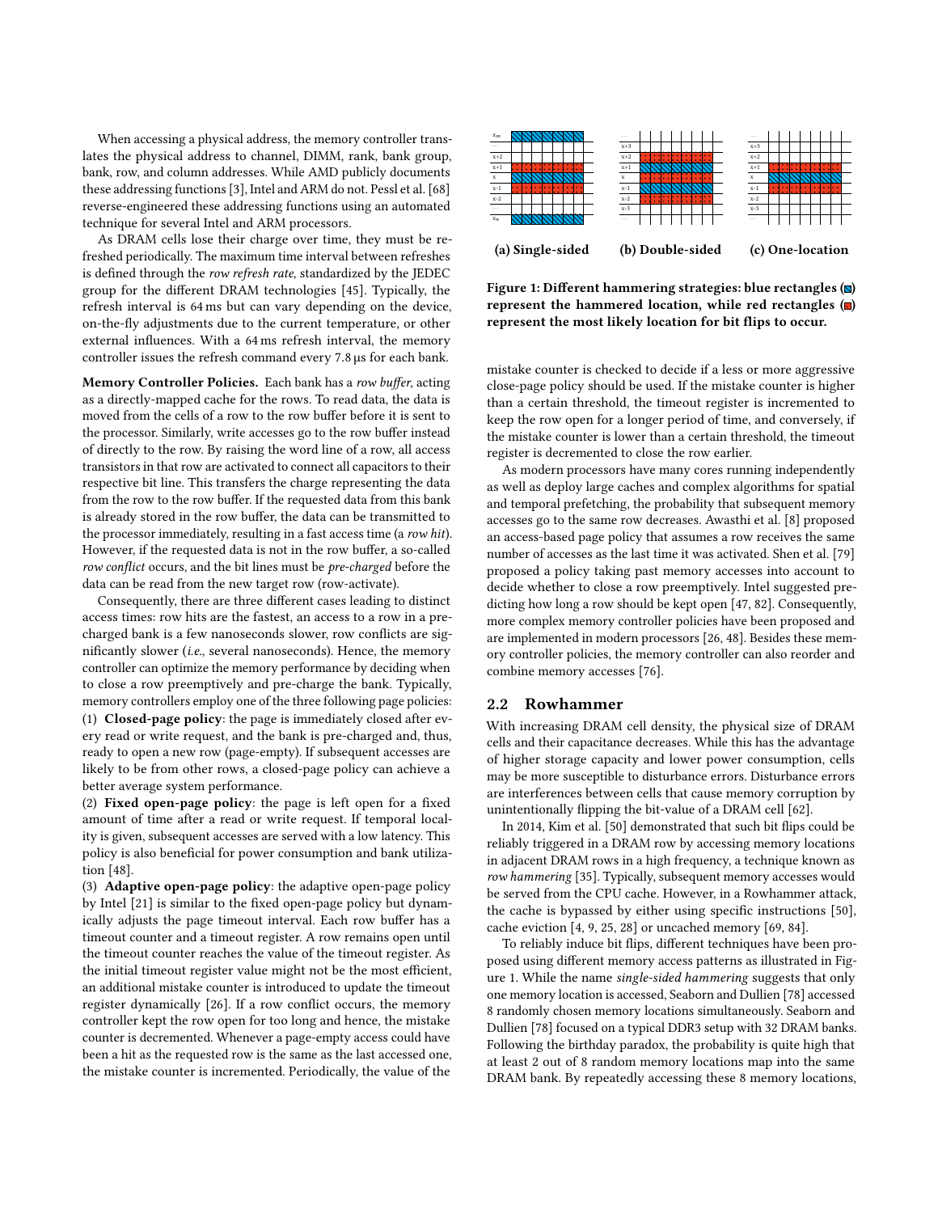When accessing a physical address, the memory controller translates the physical address to channel, DIMM, rank, bank group, bank, row, and column addresses. While AMD publicly documents these addressing functions [3], Intel and ARM do not. Pessl et al. [68] reverse-engineered these addressing functions using an automated technique for several Intel and ARM processors.

As DRAM cells lose their charge over time, they must be refreshed periodically. The maximum time interval between refreshes is defined through the *row refresh rate*, standardized by the JEDEC group for the different DRAM technologies [45]. Typically, the refresh interval is 64 ms but can vary depending on the device, on-the-fly adjustments due to the current temperature, or other external influences. With a 64 ms refresh interval, the memory controller issues the refresh command every 7.8 µs for each bank.

**Memory Controller Policies.** Each bank has a *row buffer*, acting as a directly-mapped cache for the rows. To read data, the data is moved from the cells of a row to the row buffer before it is sent to the processor. Similarly, write accesses go to the row buffer instead of directly to the row. By raising the word line of a row, all access transistors in that row are activated to connect all capacitors to their respective bit line. This transfers the charge representing the data from the row to the row buffer. If the requested data from this bank is already stored in the row buffer, the data can be transmitted to the processor immediately, resulting in a fast access time (a *row hit*). However, if the requested data is not in the row buffer, a so-called *row conflict* occurs, and the bit lines must be *pre-charged* before the data can be read from the new target row (row-activate).

Consequently, there are three different cases leading to distinct access times: row hits are the fastest, an access to a row in a pre-charged bank is a few nanoseconds slower, row conflicts are significantly slower (*i.e.*, several nanoseconds). Hence, the memory controller can optimize the memory performance by deciding when to close a row preemptively and pre-charge the bank. Typically, memory controllers employ one of the three following page policies:

(1) **Closed-page policy**: the page is immediately closed after every read or write request, and the bank is pre-charged and, thus, ready to open a new row (page-empty). If subsequent accesses are likely to be from other rows, a closed-page policy can achieve a better average system performance.

(2) **Fixed open-page policy**: the page is left open for a fixed amount of time after a read or write request. If temporal locality is given, subsequent accesses are served with a low latency. This policy is also beneficial for power consumption and bank utilization [48].

(3) **Adaptive open-page policy**: the adaptive open-page policy by Intel [21] is similar to the fixed open-page policy but dynamically adjusts the page timeout interval. Each row buffer has a timeout counter and a timeout register. A row remains open until the timeout counter reaches the value of the timeout register. As the initial timeout register value might not be the most efficient, an additional mistake counter is introduced to update the timeout register dynamically [26]. If a row conflict occurs, the memory controller kept the row open for too long and hence, the mistake counter is decremented. Whenever a page-empty access could have been a hit as the requested row is the same as the last accessed one, the mistake counter is incremented. Periodically, the value of the mistake counter is checked to decide if a less or more aggressive close-page policy should be used. If the mistake counter is higher than a certain threshold, the timeout register is incremented to keep the row open for a longer period of time, and conversely, if the mistake counter is lower than a certain threshold, the timeout register is decremented to close the row earlier.

(a) Single-sided (b) Double-sided (c) One-location

**Figure 1: Different hammering strategies: blue rectangles represent the hammered location, while red rectangles represent the most likely location for bit flips to occur.**

As modern processors have many cores running independently as well as deploy large caches and complex algorithms for spatial and temporal prefetching, the probability that subsequent memory accesses go to the same row decreases. Awasthi et al. [8] proposed an access-based page policy that assumes a row receives the same number of accesses as the last time it was activated. Shen et al. [79] proposed a policy taking past memory accesses into account to decide whether to close a row preemptively. Intel suggested predicting how long a row should be kept open [47, 82]. Consequently, more complex memory controller policies have been proposed and are implemented in modern processors [26, 48]. Besides these memory controller policies, the memory controller can also reorder and combine memory accesses [76].

## 2.2 Rowhammer

With increasing DRAM cell density, the physical size of DRAM cells and their capacitance decreases. While this has the advantage of higher storage capacity and lower power consumption, cells may be more susceptible to disturbance errors. Disturbance errors are interferences between cells that cause memory corruption by unintentionally flipping the bit-value of a DRAM cell [62].

In 2014, Kim et al. [50] demonstrated that such bit flips could be reliably triggered in a DRAM row by accessing memory locations in adjacent DRAM rows in a high frequency, a technique known as *row hammering* [35]. Typically, subsequent memory accesses would be served from the CPU cache. However, in a Rowhammer attack, the cache is bypassed by either using specific instructions [50], cache eviction [4, 9, 25, 28] or uncached memory [69, 84].

To reliably induce bit flips, different techniques have been proposed using different memory access patterns as illustrated in Figure 1. While the name *single-sided hammering* suggests that only one memory location is accessed, Seaborn and Dullien [78] accessed 8 randomly chosen memory locations simultaneously. Seaborn and Dullien [78] focused on a typical DDR3 setup with 32 DRAM banks. Following the birthday paradox, the probability is quite high that at least 2 out of 8 random memory locations map into the same DRAM bank. By repeatedly accessing these 8 memory locations,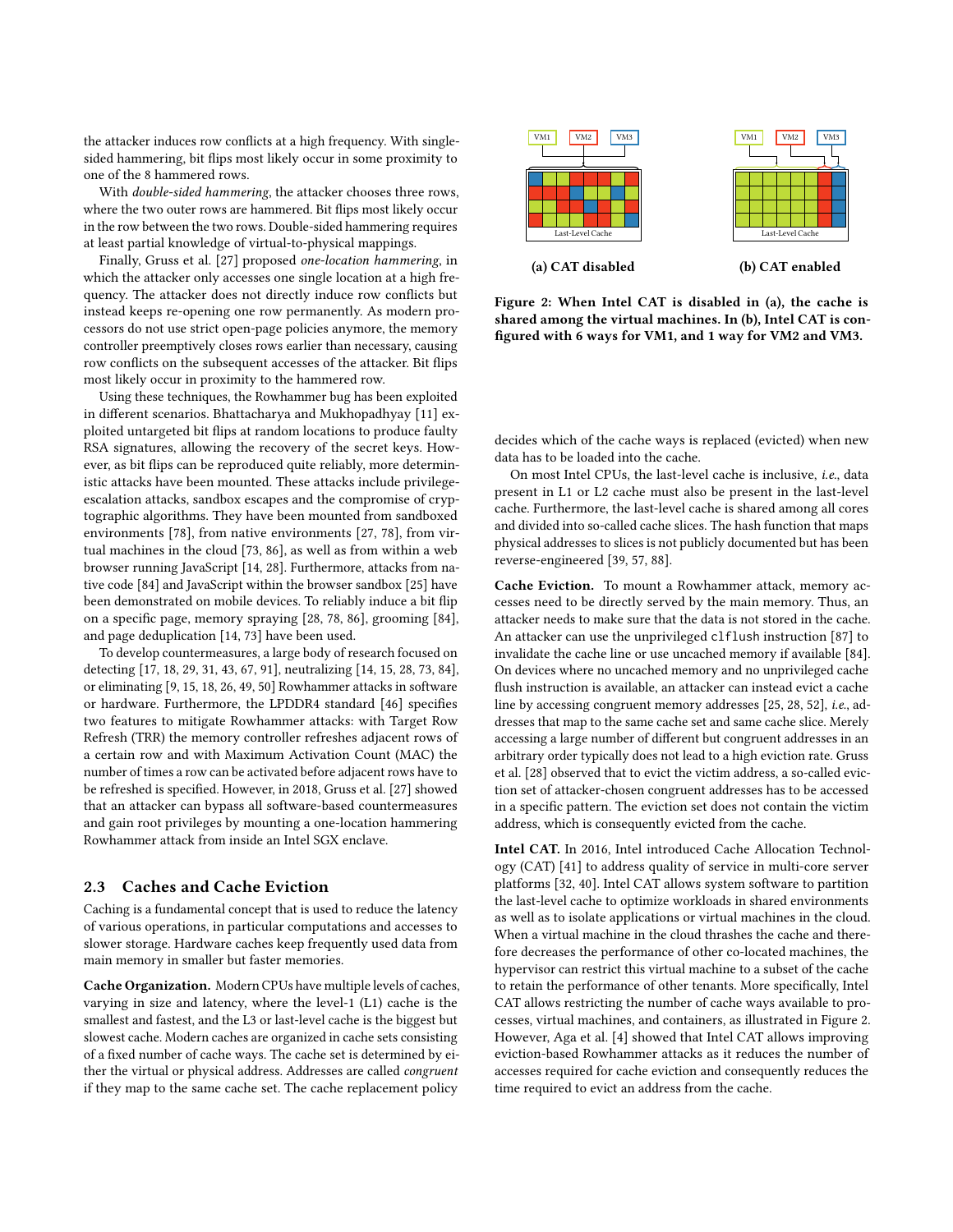the attacker induces row conflicts at a high frequency. With single-sided hammering, bit flips most likely occur in some proximity to one of the 8 hammered rows.

With *double-sided hammering*, the attacker chooses three rows, where the two outer rows are hammered. Bit flips most likely occur in the row between the two rows. Double-sided hammering requires at least partial knowledge of virtual-to-physical mappings.

Finally, Gruss et al. [27] proposed *one-location hammering*, in which the attacker only accesses one single location at a high frequency. The attacker does not directly induce row conflicts but instead keeps re-opening one row permanently. As modern processors do not use strict open-page policies anymore, the memory controller preemptively closes rows earlier than necessary, causing row conflicts on the subsequent accesses of the attacker. Bit flips most likely occur in proximity to the hammered row.

Using these techniques, the Rowhammer bug has been exploited in different scenarios. Bhattacharya and Mukhopadhyay [11] exploited untargeted bit flips at random locations to produce faulty RSA signatures, allowing the recovery of the secret keys. However, as bit flips can be reproduced quite reliably, more deterministic attacks have been mounted. These attacks include privilege-escalation attacks, sandbox escapes and the compromise of cryptographic algorithms. They have been mounted from sandboxed environments [78], from native environments [27, 78], from virtual machines in the cloud [73, 86], as well as from within a web browser running JavaScript [14, 28]. Furthermore, attacks from native code [84] and JavaScript within the browser sandbox [25] have been demonstrated on mobile devices. To reliably induce a bit flip on a specific page, memory spraying [28, 78, 86], grooming [84], and page deduplication [14, 73] have been used.

To develop countermeasures, a large body of research focused on detecting [17, 18, 29, 31, 43, 67, 91], neutralizing [14, 15, 28, 73, 84], or eliminating [9, 15, 18, 26, 49, 50] Rowhammer attacks in software or hardware. Furthermore, the LPDDR4 standard [46] specifies two features to mitigate Rowhammer attacks: with Target Row Refresh (TRR) the memory controller refreshes adjacent rows of a certain row and with Maximum Activation Count (MAC) the number of times a row can be activated before adjacent rows have to be refreshed is specified. However, in 2018, Gruss et al. [27] showed that an attacker can bypass all software-based countermeasures and gain root privileges by mounting a one-location hammering Rowhammer attack from inside an Intel SGX enclave.

## 2.3 Caches and Cache Eviction

Caching is a fundamental concept that is used to reduce the latency of various operations, in particular computations and accesses to slower storage. Hardware caches keep frequently used data from main memory in smaller but faster memories.

**Cache Organization.** Modern CPUs have multiple levels of caches, varying in size and latency, where the level-1 (L1) cache is the smallest and fastest, and the L3 or last-level cache is the biggest but slowest cache. Modern caches are organized in cache sets consisting of a fixed number of cache ways. The cache set is determined by either the virtual or physical address. Addresses are called *congruent* if they map to the same cache set. The cache replacement policy decides which of the cache ways is replaced (evicted) when new data has to be loaded into the cache.

On most Intel CPUs, the last-level cache is inclusive, *i.e.*, data present in L1 or L2 cache must also be present in the last-level cache. Furthermore, the last-level cache is shared among all cores and divided into so-called cache slices. The hash function that maps physical addresses to slices is not publicly documented but has been reverse-engineered [39, 57, 88].

**Cache Eviction.** To mount a Rowhammer attack, memory accesses need to be directly served by the main memory. Thus, an attacker needs to make sure that the data is not stored in the cache. An attacker can use the unprivileged `clflush` instruction [87] to invalidate the cache line or use uncached memory if available [84]. On devices where no uncached memory and no unprivileged cache flush instruction is available, an attacker can instead evict a cache line by accessing congruent memory addresses [25, 28, 52], *i.e.*, addresses that map to the same cache set and same cache slice. Merely accessing a large number of different but congruent addresses in an arbitrary order typically does not lead to a high eviction rate. Gruss et al. [28] observed that to evict the victim address, a so-called eviction set of attacker-chosen congruent addresses has to be accessed in a specific pattern. The eviction set does not contain the victim address, which is consequently evicted from the cache.

**Intel CAT.** In 2016, Intel introduced Cache Allocation Technology (CAT) [41] to address quality of service in multi-core server platforms [32, 40]. Intel CAT allows system software to partition the last-level cache to optimize workloads in shared environments as well as to isolate applications or virtual machines in the cloud. When a virtual machine in the cloud thrashes the cache and therefore decreases the performance of other co-located machines, the hypervisor can restrict this virtual machine to a subset of the cache to retain the performance of other tenants. More specifically, Intel CAT allows restricting the number of cache ways available to processes, virtual machines, and containers, as illustrated in Figure 2. However, Aga et al. [4] showed that Intel CAT allows improving eviction-based Rowhammer attacks as it reduces the number of accesses required for cache eviction and consequently reduces the time required to evict an address from the cache.

(a) CAT disabled

(b) CAT enabled

**Figure 2: When Intel CAT is disabled in (a), the cache is shared among the virtual machines. In (b), Intel CAT is configured with 6 ways for VM1, and 1 way for VM2 and VM3.**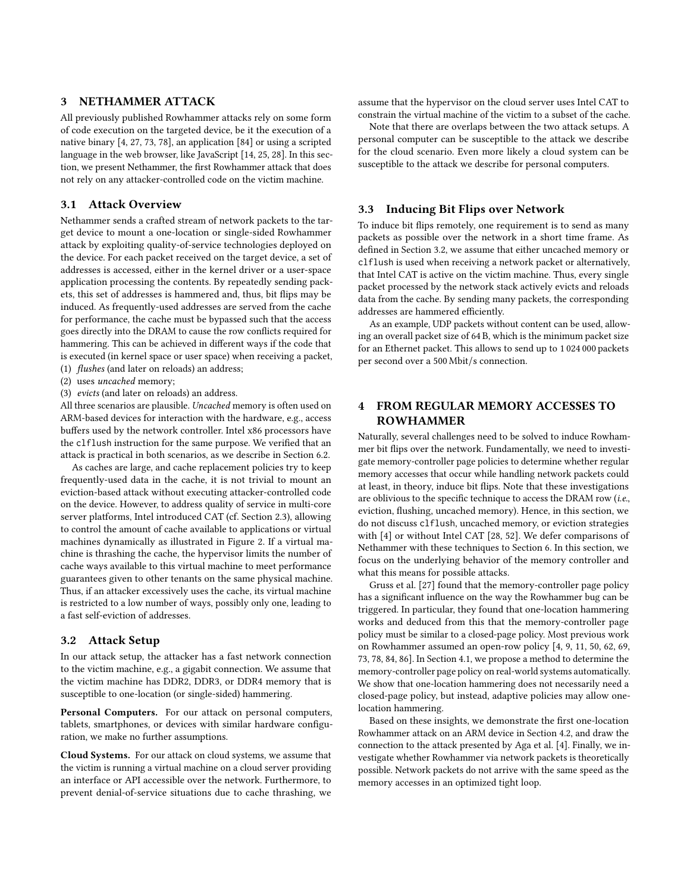## 3 NETHAMMER ATTACK

All previously published Rowhammer attacks rely on some form of code execution on the targeted device, be it the execution of a native binary [4, 27, 73, 78], an application [84] or using a scripted language in the web browser, like JavaScript [14, 25, 28]. In this section, we present Nethammer, the first Rowhammer attack that does not rely on any attacker-controlled code on the victim machine.

### 3.1 Attack Overview

Nethammer sends a crafted stream of network packets to the target device to mount a one-location or single-sided Rowhammer attack by exploiting quality-of-service technologies deployed on the device. For each packet received on the target device, a set of addresses is accessed, either in the kernel driver or a user-space application processing the contents. By repeatedly sending packets, this set of addresses is hammered and, thus, bit flips may be induced. As frequently-used addresses are served from the cache for performance, the cache must be bypassed such that the access goes directly into the DRAM to cause the row conflicts required for hammering. This can be achieved in different ways if the code that is executed (in kernel space or user space) when receiving a packet,

(1) *flushes* (and later on reloads) an address;
(2) uses *uncached* memory;
(3) *evicts* (and later on reloads) an address.

All three scenarios are plausible. *Uncached* memory is often used on ARM-based devices for interaction with the hardware, e.g., access buffers used by the network controller. Intel x86 processors have the `clflush` instruction for the same purpose. We verified that an attack is practical in both scenarios, as we describe in Section 6.2.

As caches are large, and cache replacement policies try to keep frequently-used data in the cache, it is not trivial to mount an eviction-based attack without executing attacker-controlled code on the device. However, to address quality of service in multi-core server platforms, Intel introduced CAT (cf. Section 2.3), allowing to control the amount of cache available to applications or virtual machines dynamically as illustrated in Figure 2. If a virtual machine is thrashing the cache, the hypervisor limits the number of cache ways available to this virtual machine to meet performance guarantees given to other tenants on the same physical machine. Thus, if an attacker excessively uses the cache, its virtual machine is restricted to a low number of ways, possibly only one, leading to a fast self-eviction of addresses.

### 3.2 Attack Setup

In our attack setup, the attacker has a fast network connection to the victim machine, e.g., a gigabit connection. We assume that the victim machine has DDR2, DDR3, or DDR4 memory that is susceptible to one-location (or single-sided) hammering.

**Personal Computers.** For our attack on personal computers, tablets, smartphones, or devices with similar hardware configuration, we make no further assumptions.

**Cloud Systems.** For our attack on cloud systems, we assume that the victim is running a virtual machine on a cloud server providing an interface or API accessible over the network. Furthermore, to prevent denial-of-service situations due to cache thrashing, we assume that the hypervisor on the cloud server uses Intel CAT to constrain the virtual machine of the victim to a subset of the cache.

Note that there are overlaps between the two attack setups. A personal computer can be susceptible to the attack we describe for the cloud scenario. Even more likely a cloud system can be susceptible to the attack we describe for personal computers.

### 3.3 Inducing Bit Flips over Network

To induce bit flips remotely, one requirement is to send as many packets as possible over the network in a short time frame. As defined in Section 3.2, we assume that either uncached memory or `clflush` is used when receiving a network packet or alternatively, that Intel CAT is active on the victim machine. Thus, every single packet processed by the network stack actively evicts and reloads data from the cache. By sending many packets, the corresponding addresses are hammered efficiently.

As an example, UDP packets without content can be used, allowing an overall packet size of 64 B, which is the minimum packet size for an Ethernet packet. This allows to send up to 1 024 000 packets per second over a 500 Mbit/s connection.

## 4 FROM REGULAR MEMORY ACCESSES TO ROWHAMMER

Naturally, several challenges need to be solved to induce Rowhammer bit flips over the network. Fundamentally, we need to investigate memory-controller page policies to determine whether regular memory accesses that occur while handling network packets could at least, in theory, induce bit flips. Note that these investigations are oblivious to the specific technique to access the DRAM row (*i.e.*, eviction, flushing, uncached memory). Hence, in this section, we do not discuss `clflush`, uncached memory, or eviction strategies with [4] or without Intel CAT [28, 52]. We defer comparisons of Nethammer with these techniques to Section 6. In this section, we focus on the underlying behavior of the memory controller and what this means for possible attacks.

Gruss et al. [27] found that the memory-controller page policy has a significant influence on the way the Rowhammer bug can be triggered. In particular, they found that one-location hammering works and deduced from this that the memory-controller page policy must be similar to a closed-page policy. Most previous work on Rowhammer assumed an open-row policy [4, 9, 11, 50, 62, 69, 73, 78, 84, 86]. In Section 4.1, we propose a method to determine the memory-controller page policy on real-world systems automatically. We show that one-location hammering does not necessarily need a closed-page policy, but instead, adaptive policies may allow one-location hammering.

Based on these insights, we demonstrate the first one-location Rowhammer attack on an ARM device in Section 4.2, and draw the connection to the attack presented by Aga et al. [4]. Finally, we investigate whether Rowhammer via network packets is theoretically possible. Network packets do not arrive with the same speed as the memory accesses in an optimized tight loop.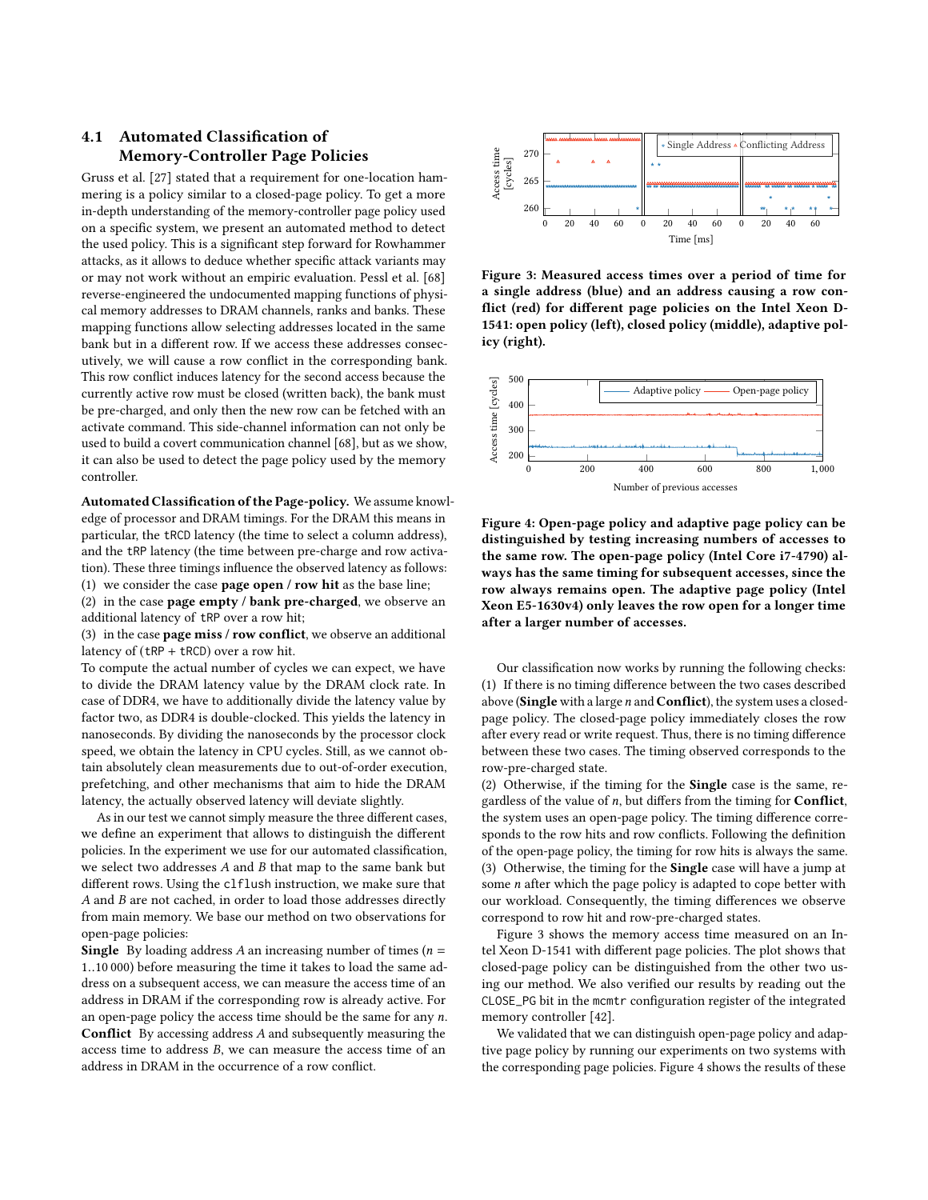### 4.1 Automated Classification of Memory-Controller Page Policies

Gruss et al. [27] stated that a requirement for one-location hammering is a policy similar to a closed-page policy. To get a more in-depth understanding of the memory-controller page policy used on a specific system, we present an automated method to detect the used policy. This is a significant step forward for Rowhammer attacks, as it allows to deduce whether specific attack variants may or may not work without an empiric evaluation. Pessl et al. [68] reverse-engineered the undocumented mapping functions of physical memory addresses to DRAM channels, ranks and banks. These mapping functions allow selecting addresses located in the same bank but in a different row. If we access these addresses consecutively, we will cause a row conflict in the corresponding bank. This row conflict induces latency for the second access because the currently active row must be closed (written back), the bank must be pre-charged, and only then the new row can be fetched with an activate command. This side-channel information can not only be used to build a covert communication channel [68], but as we show, it can also be used to detect the page policy used by the memory controller.

**Automated Classification of the Page-policy.** We assume knowledge of processor and DRAM timings. For the DRAM this means in particular, the `tRCD` latency (the time to select a column address), and the `tRP` latency (the time between pre-charge and row activation). These three timings influence the observed latency as follows:

(1) we consider the case **page open / row hit** as the base line;
(2) in the case **page empty / bank pre-charged**, we observe an additional latency of `tRP` over a row hit;
(3) in the case **page miss / row conflict**, we observe an additional latency of (`tRP` + `tRCD`) over a row hit.

To compute the actual number of cycles we can expect, we have to divide the DRAM latency value by the DRAM clock rate. In case of DDR4, we have to additionally divide the latency value by factor two, as DDR4 is double-clocked. This yields the latency in nanoseconds. By dividing the nanoseconds by the processor clock speed, we obtain the latency in CPU cycles. Still, as we cannot obtain absolutely clean measurements due to out-of-order execution, prefetching, and other mechanisms that aim to hide the DRAM latency, the actually observed latency will deviate slightly.

As in our test we cannot simply measure the three different cases, we define an experiment that allows to distinguish the different policies. In the experiment we use for our automated classification, we select two addresses $A$ and $B$ that map to the same bank but different rows. Using the `clflush` instruction, we make sure that $A$ and $B$ are not cached, in order to load those addresses directly from main memory. We base our method on two observations for open-page policies:

**Single** By loading address $A$ an increasing number of times ($n = 1..10\,000$) before measuring the time it takes to load the same address on a subsequent access, we can measure the access time of an address in DRAM if the corresponding row is already active. For an open-page policy the access time should be the same for any $n$.

**Conflict** By accessing address $A$ and subsequently measuring the access time to address $B$, we can measure the access time of an address in DRAM in the occurrence of a row conflict.

Figure 3: Measured access times over a period of time for a single address (blue) and an address causing a row conflict (red) for different page policies on the Intel Xeon D-1541: open policy (left), closed policy (middle), adaptive policy (right).

Figure 4: Open-page policy and adaptive page policy can be distinguished by testing increasing numbers of accesses to the same row. The open-page policy (Intel Core i7-4790) always has the same timing for subsequent accesses, since the row always remains open. The adaptive page policy (Intel Xeon E5-1630v4) only leaves the row open for a longer time after a larger number of accesses.

Our classification now works by running the following checks:
(1) If there is no timing difference between the two cases described above (**Single** with a large $n$ and **Conflict**), the system uses a closed-page policy. The closed-page policy immediately closes the row after every read or write request. Thus, there is no timing difference between these two cases. The timing observed corresponds to the row-pre-charged state.
(2) Otherwise, if the timing for the **Single** case is the same, regardless of the value of $n$, but differs from the timing for **Conflict**, the system uses an open-page policy. The timing difference corresponds to the row hits and row conflicts. Following the definition of the open-page policy, the timing for row hits is always the same.
(3) Otherwise, the timing for the **Single** case will have a jump at some $n$ after which the page policy is adapted to cope better with our workload. Consequently, the timing differences we observe correspond to row hit and row-pre-charged states.

Figure 3 shows the memory access time measured on an Intel Xeon D-1541 with different page policies. The plot shows that closed-page policy can be distinguished from the other two using our method. We also verified our results by reading out the `CLOSE_PG` bit in the `mcmtr` configuration register of the integrated memory controller [42].

We validated that we can distinguish open-page policy and adaptive page policy by running our experiments on two systems with the corresponding page policies. Figure 4 shows the results of these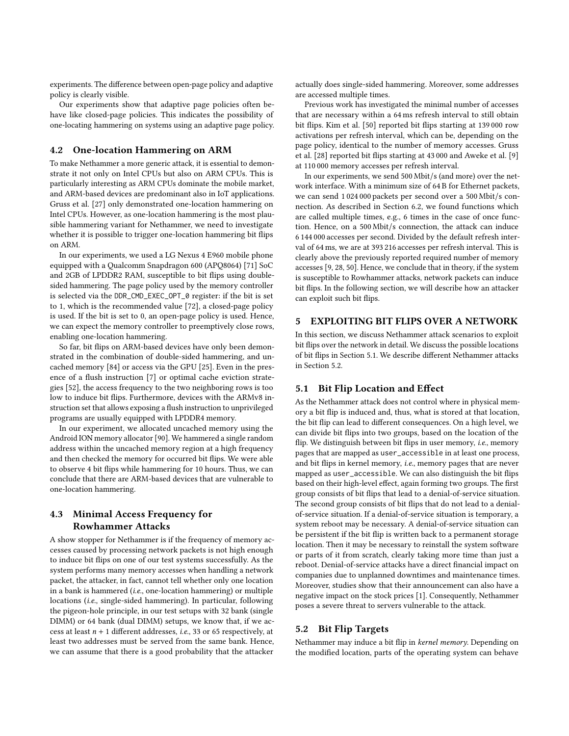experiments. The difference between open-page policy and adaptive policy is clearly visible.

Our experiments show that adaptive page policies often behave like closed-page policies. This indicates the possibility of one-locating hammering on systems using an adaptive page policy.

## 4.2 One-location Hammering on ARM

To make Nethammer a more generic attack, it is essential to demonstrate it not only on Intel CPUs but also on ARM CPUs. This is particularly interesting as ARM CPUs dominate the mobile market, and ARM-based devices are predominant also in IoT applications. Gruss et al. [27] only demonstrated one-location hammering on Intel CPUs. However, as one-location hammering is the most plausible hammering variant for Nethammer, we need to investigate whether it is possible to trigger one-location hammering bit flips on ARM.

In our experiments, we used a LG Nexus 4 E960 mobile phone equipped with a Qualcomm Snapdragon 600 (APQ8064) [71] SoC and 2GB of LPDDR2 RAM, susceptible to bit flips using double-sided hammering. The page policy used by the memory controller is selected via the `DDR_CMD_EXEC_OPT_0` register: if the bit is set to 1, which is the recommended value [72], a closed-page policy is used. If the bit is set to 0, an open-page policy is used. Hence, we can expect the memory controller to preemptively close rows, enabling one-location hammering.

So far, bit flips on ARM-based devices have only been demonstrated in the combination of double-sided hammering, and uncached memory [84] or access via the GPU [25]. Even in the presence of a flush instruction [7] or optimal cache eviction strategies [52], the access frequency to the two neighboring rows is too low to induce bit flips. Furthermore, devices with the ARMv8 instruction set that allows exposing a flush instruction to unprivileged programs are usually equipped with LPDDR4 memory.

In our experiment, we allocated uncached memory using the Android ION memory allocator [90]. We hammered a single random address within the uncached memory region at a high frequency and then checked the memory for occurred bit flips. We were able to observe 4 bit flips while hammering for 10 hours. Thus, we can conclude that there are ARM-based devices that are vulnerable to one-location hammering.

## 4.3 Minimal Access Frequency for Rowhammer Attacks

A show stopper for Nethammer is if the frequency of memory accesses caused by processing network packets is not high enough to induce bit flips on one of our test systems successfully. As the system performs many memory accesses when handling a network packet, the attacker, in fact, cannot tell whether only one location in a bank is hammered (*i.e.*, one-location hammering) or multiple locations (*i.e.*, single-sided hammering). In particular, following the pigeon-hole principle, in our test setups with 32 bank (single DIMM) or 64 bank (dual DIMM) setups, we know that, if we access at least $n + 1$ different addresses, *i.e.*, 33 or 65 respectively, at least two addresses must be served from the same bank. Hence, we can assume that there is a good probability that the attacker actually does single-sided hammering. Moreover, some addresses are accessed multiple times.

Previous work has investigated the minimal number of accesses that are necessary within a 64 ms refresh interval to still obtain bit flips. Kim et al. [50] reported bit flips starting at 139 000 row activations per refresh interval, which can be, depending on the page policy, identical to the number of memory accesses. Gruss et al. [28] reported bit flips starting at 43 000 and Aweke et al. [9] at 110 000 memory accesses per refresh interval.

In our experiments, we send 500 Mbit/s (and more) over the network interface. With a minimum size of 64 B for Ethernet packets, we can send 1 024 000 packets per second over a 500 Mbit/s connection. As described in Section 6.2, we found functions which are called multiple times, e.g., 6 times in the case of once function. Hence, on a 500 Mbit/s connection, the attack can induce 6 144 000 accesses per second. Divided by the default refresh interval of 64 ms, we are at 393 216 accesses per refresh interval. This is clearly above the previously reported required number of memory accesses [9, 28, 50]. Hence, we conclude that in theory, if the system is susceptible to Rowhammer attacks, network packets can induce bit flips. In the following section, we will describe how an attacker can exploit such bit flips.

# 5 EXPLOITING BIT FLIPS OVER A NETWORK

In this section, we discuss Nethammer attack scenarios to exploit bit flips over the network in detail. We discuss the possible locations of bit flips in Section 5.1. We describe different Nethammer attacks in Section 5.2.

## 5.1 Bit Flip Location and Effect

As the Nethammer attack does not control where in physical memory a bit flip is induced and, thus, what is stored at that location, the bit flip can lead to different consequences. On a high level, we can divide bit flips into two groups, based on the location of the flip. We distinguish between bit flips in user memory, *i.e.*, memory pages that are mapped as `user_accessible` in at least one process, and bit flips in kernel memory, *i.e.*, memory pages that are never mapped as `user_accessible`. We can also distinguish the bit flips based on their high-level effect, again forming two groups. The first group consists of bit flips that lead to a denial-of-service situation. The second group consists of bit flips that do not lead to a denial-of-service situation. If a denial-of-service situation is temporary, a system reboot may be necessary. A denial-of-service situation can be persistent if the bit flip is written back to a permanent storage location. Then it may be necessary to reinstall the system software or parts of it from scratch, clearly taking more time than just a reboot. Denial-of-service attacks have a direct financial impact on companies due to unplanned downtimes and maintenance times. Moreover, studies show that their announcement can also have a negative impact on the stock prices [1]. Consequently, Nethammer poses a severe threat to servers vulnerable to the attack.

## 5.2 Bit Flip Targets

Nethammer may induce a bit flip in *kernel memory*. Depending on the modified location, parts of the operating system can behave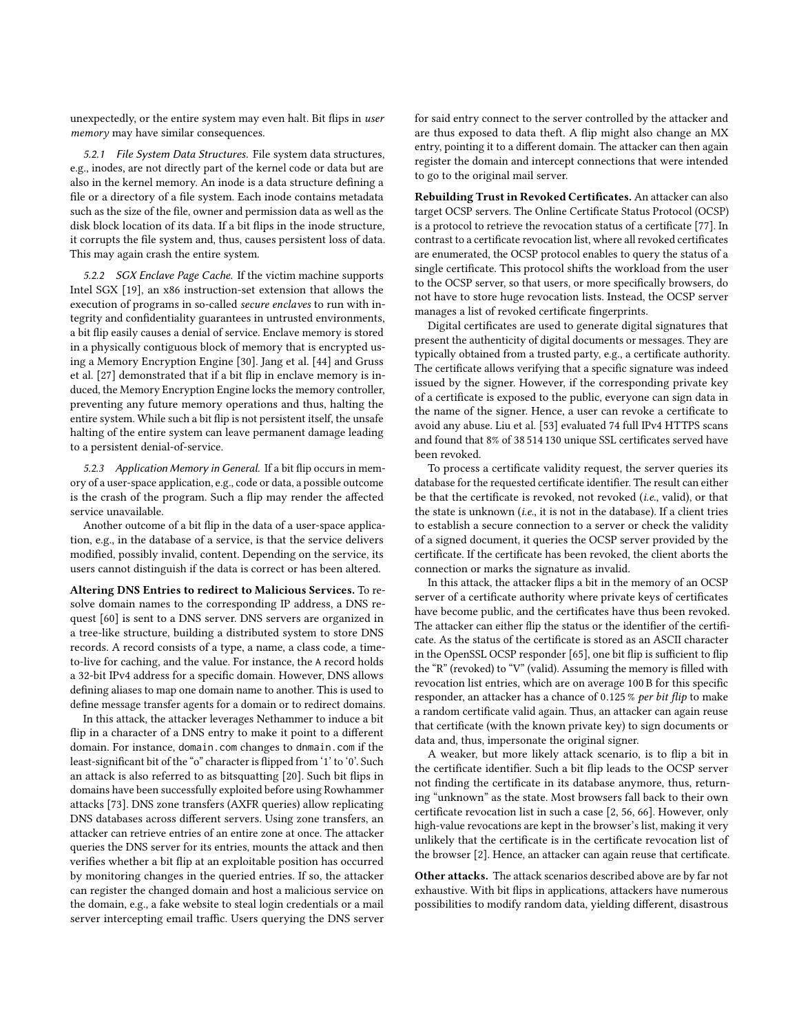unexpectedly, or the entire system may even halt. Bit flips in *user memory* may have similar consequences.

#### 5.2.1 File System Data Structures.

File system data structures, e.g., inodes, are not directly part of the kernel code or data but are also in the kernel memory. An inode is a data structure defining a file or a directory of a file system. Each inode contains metadata such as the size of the file, owner and permission data as well as the disk block location of its data. If a bit flips in the inode structure, it corrupts the file system and, thus, causes persistent loss of data. This may again crash the entire system.

#### 5.2.2 SGX Enclave Page Cache.

If the victim machine supports Intel SGX [19], an x86 instruction-set extension that allows the execution of programs in so-called *secure enclaves* to run with integrity and confidentiality guarantees in untrusted environments, a bit flip easily causes a denial of service. Enclave memory is stored in a physically contiguous block of memory that is encrypted using a Memory Encryption Engine [30]. Jang et al. [44] and Gruss et al. [27] demonstrated that if a bit flip in enclave memory is induced, the Memory Encryption Engine locks the memory controller, preventing any future memory operations and thus, halting the entire system. While such a bit flip is not persistent itself, the unsafe halting of the entire system can leave permanent damage leading to a persistent denial-of-service.

#### 5.2.3 Application Memory in General.

If a bit flip occurs in memory of a user-space application, e.g., code or data, a possible outcome is the crash of the program. Such a flip may render the affected service unavailable.

Another outcome of a bit flip in the data of a user-space application, e.g., in the database of a service, is that the service delivers modified, possibly invalid, content. Depending on the service, its users cannot distinguish if the data is correct or has been altered.

**Altering DNS Entries to redirect to Malicious Services.** To resolve domain names to the corresponding IP address, a DNS request [60] is sent to a DNS server. DNS servers are organized in a tree-like structure, building a distributed system to store DNS records. A record consists of a type, a name, a class code, a time-to-live for caching, and the value. For instance, the A record holds a 32-bit IPv4 address for a specific domain. However, DNS allows defining aliases to map one domain name to another. This is used to define message transfer agents for a domain or to redirect domains.

In this attack, the attacker leverages Nethammer to induce a bit flip in a character of a DNS entry to make it point to a different domain. For instance, `domain.com` changes to `dnmain.com` if the least-significant bit of the "o" character is flipped from '1' to '0'. Such an attack is also referred to as bitsquatting [20]. Such bit flips in domains have been successfully exploited before using Rowhammer attacks [73]. DNS zone transfers (AXFR queries) allow replicating DNS databases across different servers. Using zone transfers, an attacker can retrieve entries of an entire zone at once. The attacker queries the DNS server for its entries, mounts the attack and then verifies whether a bit flip at an exploitable position has occurred by monitoring changes in the queried entries. If so, the attacker can register the changed domain and host a malicious service on the domain, e.g., a fake website to steal login credentials or a mail server intercepting email traffic. Users querying the DNS server for said entry connect to the server controlled by the attacker and are thus exposed to data theft. A flip might also change an MX entry, pointing it to a different domain. The attacker can then again register the domain and intercept connections that were intended to go to the original mail server.

**Rebuilding Trust in Revoked Certificates.** An attacker can also target OCSP servers. The Online Certificate Status Protocol (OCSP) is a protocol to retrieve the revocation status of a certificate [77]. In contrast to a certificate revocation list, where all revoked certificates are enumerated, the OCSP protocol enables to query the status of a single certificate. This protocol shifts the workload from the user to the OCSP server, so that users, or more specifically browsers, do not have to store huge revocation lists. Instead, the OCSP server manages a list of revoked certificate fingerprints.

Digital certificates are used to generate digital signatures that present the authenticity of digital documents or messages. They are typically obtained from a trusted party, e.g., a certificate authority. The certificate allows verifying that a specific signature was indeed issued by the signer. However, if the corresponding private key of a certificate is exposed to the public, everyone can sign data in the name of the signer. Hence, a user can revoke a certificate to avoid any abuse. Liu et al. [53] evaluated 74 full IPv4 HTTPS scans and found that 8% of 38 514 130 unique SSL certificates served have been revoked.

To process a certificate validity request, the server queries its database for the requested certificate identifier. The result can either be that the certificate is revoked, not revoked (*i.e.*, valid), or that the state is unknown (*i.e.*, it is not in the database). If a client tries to establish a secure connection to a server or check the validity of a signed document, it queries the OCSP server provided by the certificate. If the certificate has been revoked, the client aborts the connection or marks the signature as invalid.

In this attack, the attacker flips a bit in the memory of an OCSP server of a certificate authority where private keys of certificates have become public, and the certificates have thus been revoked. The attacker can either flip the status or the identifier of the certificate. As the status of the certificate is stored as an ASCII character in the OpenSSL OCSP responder [65], one bit flip is sufficient to flip the "R" (revoked) to "V" (valid). Assuming the memory is filled with revocation list entries, which are on average 100 B for this specific responder, an attacker has a chance of 0.125 % *per bit flip* to make a random certificate valid again. Thus, an attacker can again reuse that certificate (with the known private key) to sign documents or data and, thus, impersonate the original signer.

A weaker, but more likely attack scenario, is to flip a bit in the certificate identifier. Such a bit flip leads to the OCSP server not finding the certificate in its database anymore, thus, returning "unknown" as the state. Most browsers fall back to their own certificate revocation list in such a case [2, 56, 66]. However, only high-value revocations are kept in the browser's list, making it very unlikely that the certificate is in the certificate revocation list of the browser [2]. Hence, an attacker can again reuse that certificate.

**Other attacks.** The attack scenarios described above are by far not exhaustive. With bit flips in applications, attackers have numerous possibilities to modify random data, yielding different, disastrous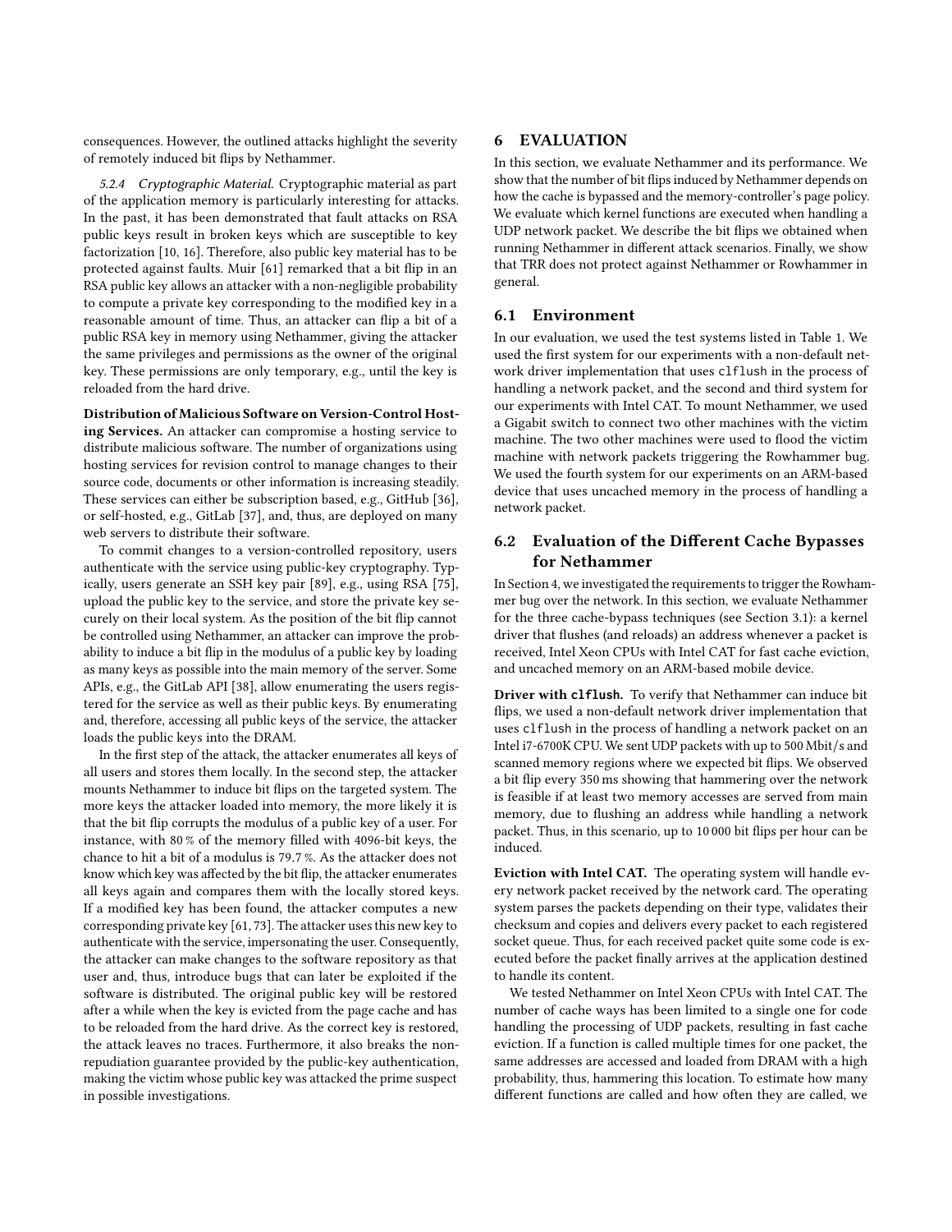consequences. However, the outlined attacks highlight the severity of remotely induced bit flips by Nethammer.

*5.2.4 Cryptographic Material.* Cryptographic material as part of the application memory is particularly interesting for attacks. In the past, it has been demonstrated that fault attacks on RSA public keys result in broken keys which are susceptible to key factorization [10, 16]. Therefore, also public key material has to be protected against faults. Muir [61] remarked that a bit flip in an RSA public key allows an attacker with a non-negligible probability to compute a private key corresponding to the modified key in a reasonable amount of time. Thus, an attacker can flip a bit of a public RSA key in memory using Nethammer, giving the attacker the same privileges and permissions as the owner of the original key. These permissions are only temporary, e.g., until the key is reloaded from the hard drive.

**Distribution of Malicious Software on Version-Control Hosting Services.** An attacker can compromise a hosting service to distribute malicious software. The number of organizations using hosting services for revision control to manage changes to their source code, documents or other information is increasing steadily. These services can either be subscription based, e.g., GitHub [36], or self-hosted, e.g., GitLab [37], and, thus, are deployed on many web servers to distribute their software.

To commit changes to a version-controlled repository, users authenticate with the service using public-key cryptography. Typically, users generate an SSH key pair [89], e.g., using RSA [75], upload the public key to the service, and store the private key securely on their local system. As the position of the bit flip cannot be controlled using Nethammer, an attacker can improve the probability to induce a bit flip in the modulus of a public key by loading as many keys as possible into the main memory of the server. Some APIs, e.g., the GitLab API [38], allow enumerating the users registered for the service as well as their public keys. By enumerating and, therefore, accessing all public keys of the service, the attacker loads the public keys into the DRAM.

In the first step of the attack, the attacker enumerates all keys of all users and stores them locally. In the second step, the attacker mounts Nethammer to induce bit flips on the targeted system. The more keys the attacker loaded into memory, the more likely it is that the bit flip corrupts the modulus of a public key of a user. For instance, with 80 % of the memory filled with 4096-bit keys, the chance to hit a bit of a modulus is 79.7 %. As the attacker does not know which key was affected by the bit flip, the attacker enumerates all keys again and compares them with the locally stored keys. If a modified key has been found, the attacker computes a new corresponding private key [61, 73]. The attacker uses this new key to authenticate with the service, impersonating the user. Consequently, the attacker can make changes to the software repository as that user and, thus, introduce bugs that can later be exploited if the software is distributed. The original public key will be restored after a while when the key is evicted from the page cache and has to be reloaded from the hard drive. As the correct key is restored, the attack leaves no traces. Furthermore, it also breaks the non-repudiation guarantee provided by the public-key authentication, making the victim whose public key was attacked the prime suspect in possible investigations.

# 6 EVALUATION

In this section, we evaluate Nethammer and its performance. We show that the number of bit flips induced by Nethammer depends on how the cache is bypassed and the memory-controller's page policy. We evaluate which kernel functions are executed when handling a UDP network packet. We describe the bit flips we obtained when running Nethammer in different attack scenarios. Finally, we show that TRR does not protect against Nethammer or Rowhammer in general.

## 6.1 Environment

In our evaluation, we used the test systems listed in Table 1. We used the first system for our experiments with a non-default network driver implementation that uses `clflush` in the process of handling a network packet, and the second and third system for our experiments with Intel CAT. To mount Nethammer, we used a Gigabit switch to connect two other machines with the victim machine. The two other machines were used to flood the victim machine with network packets triggering the Rowhammer bug. We used the fourth system for our experiments on an ARM-based device that uses uncached memory in the process of handling a network packet.

## 6.2 Evaluation of the Different Cache Bypasses for Nethammer

In Section 4, we investigated the requirements to trigger the Rowhammer bug over the network. In this section, we evaluate Nethammer for the three cache-bypass techniques (see Section 3.1): a kernel driver that flushes (and reloads) an address whenever a packet is received, Intel Xeon CPUs with Intel CAT for fast cache eviction, and uncached memory on an ARM-based mobile device.

**Driver with `clflush`.** To verify that Nethammer can induce bit flips, we used a non-default network driver implementation that uses `clflush` in the process of handling a network packet on an Intel i7-6700K CPU. We sent UDP packets with up to 500 Mbit/s and scanned memory regions where we expected bit flips. We observed a bit flip every 350 ms showing that hammering over the network is feasible if at least two memory accesses are served from main memory, due to flushing an address while handling a network packet. Thus, in this scenario, up to 10 000 bit flips per hour can be induced.

**Eviction with Intel CAT.** The operating system will handle every network packet received by the network card. The operating system parses the packets depending on their type, validates their checksum and copies and delivers every packet to each registered socket queue. Thus, for each received packet quite some code is executed before the packet finally arrives at the application destined to handle its content.

We tested Nethammer on Intel Xeon CPUs with Intel CAT. The number of cache ways has been limited to a single one for code handling the processing of UDP packets, resulting in fast cache eviction. If a function is called multiple times for one packet, the same addresses are accessed and loaded from DRAM with a high probability, thus, hammering this location. To estimate how many different functions are called and how often they are called, we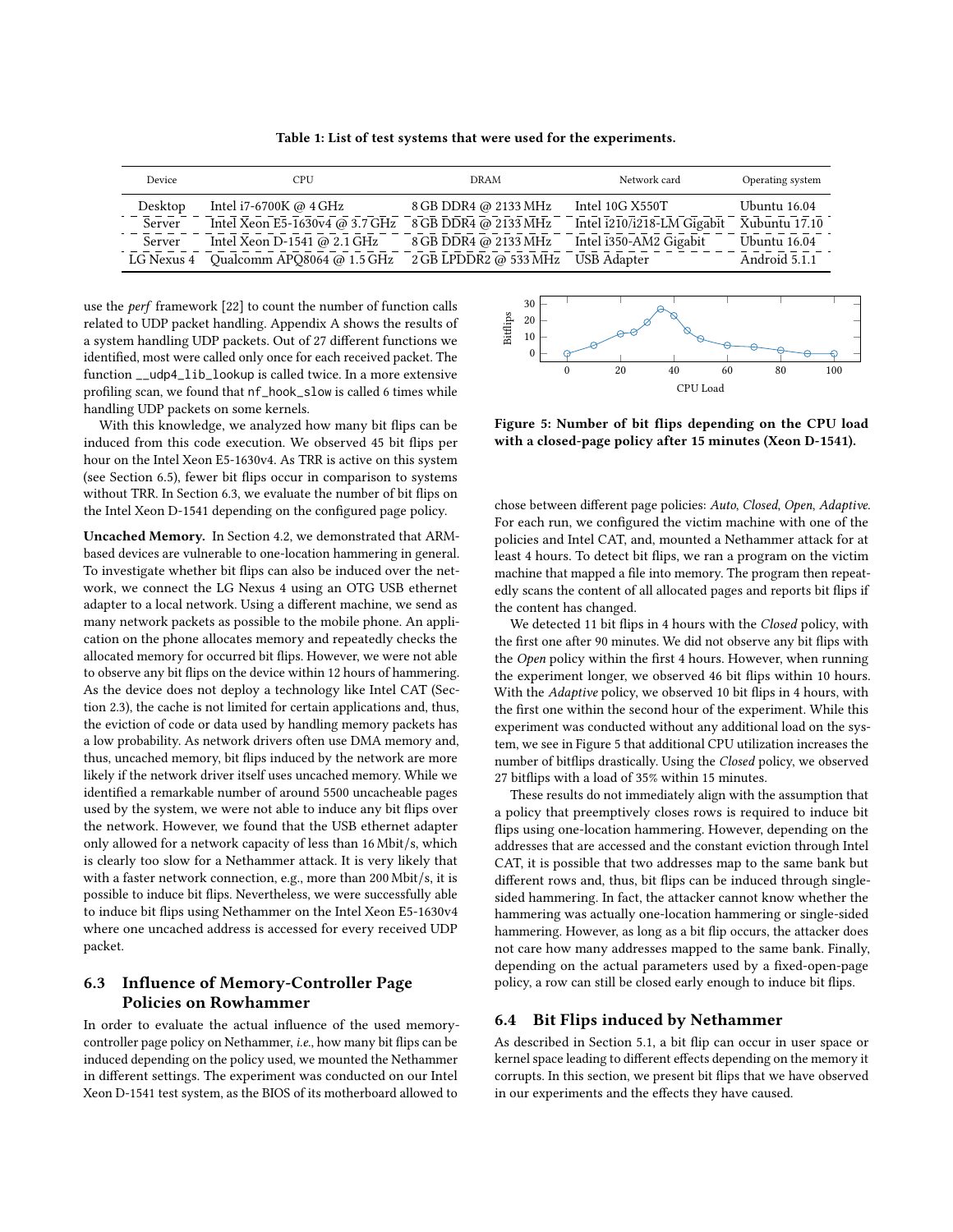**Table 1: List of test systems that were used for the experiments.**

| Device | CPU | DRAM | Network card | Operating system |
|---|---|---|---|---|
| Desktop | Intel i7-6700K @ 4 GHz | 8 GB DDR4 @ 2133 MHz | Intel 10G X550T | Ubuntu 16.04 |
| Server | Intel Xeon E5-1630v4 @ 3.7 GHz | 8 GB DDR4 @ 2133 MHz | Intel i210/i218-LM Gigabit | Xubuntu 17.10 |
| Server | Intel Xeon D-1541 @ 2.1 GHz | 8 GB DDR4 @ 2133 MHz | Intel i350-AM2 Gigabit | Ubuntu 16.04 |
| LG Nexus 4 | Qualcomm APQ8064 @ 1.5 GHz | 2 GB LPDDR2 @ 533 MHz | USB Adapter | Android 5.1.1 |

use the *perf* framework [22] to count the number of function calls related to UDP packet handling. Appendix A shows the results of a system handling UDP packets. Out of 27 different functions we identified, most were called only once for each received packet. The function `__udp4_lib_lookup` is called twice. In a more extensive profiling scan, we found that `nf_hook_slow` is called 6 times while handling UDP packets on some kernels.

With this knowledge, we analyzed how many bit flips can be induced from this code execution. We observed 45 bit flips per hour on the Intel Xeon E5-1630v4. As TRR is active on this system (see Section 6.5), fewer bit flips occur in comparison to systems without TRR. In Section 6.3, we evaluate the number of bit flips on the Intel Xeon D-1541 depending on the configured page policy.

**Uncached Memory.** In Section 4.2, we demonstrated that ARM-based devices are vulnerable to one-location hammering in general. To investigate whether bit flips can also be induced over the network, we connect the LG Nexus 4 using an OTG USB ethernet adapter to a local network. Using a different machine, we send as many network packets as possible to the mobile phone. An application on the phone allocates memory and repeatedly checks the allocated memory for occurred bit flips. However, we were not able to observe any bit flips on the device within 12 hours of hammering. As the device does not deploy a technology like Intel CAT (Section 2.3), the cache is not limited for certain applications and, thus, the eviction of code or data used by handling memory packets has a low probability. As network drivers often use DMA memory and, thus, uncached memory, bit flips induced by the network are more likely if the network driver itself uses uncached memory. While we identified a remarkable number of around 5500 uncacheable pages used by the system, we were not able to induce any bit flips over the network. However, we found that the USB ethernet adapter only allowed for a network capacity of less than 16 Mbit/s, which is clearly too slow for a Nethammer attack. It is very likely that with a faster network connection, e.g., more than 200 Mbit/s, it is possible to induce bit flips. Nevertheless, we were successfully able to induce bit flips using Nethammer on the Intel Xeon E5-1630v4 where one uncached address is accessed for every received UDP packet.

## 6.3 Influence of Memory-Controller Page Policies on Rowhammer

In order to evaluate the actual influence of the used memory-controller page policy on Nethammer, *i.e.*, how many bit flips can be induced depending on the policy used, we mounted the Nethammer in different settings. The experiment was conducted on our Intel Xeon D-1541 test system, as the BIOS of its motherboard allowed to chose between different page policies: *Auto*, *Closed*, *Open*, *Adaptive*. For each run, we configured the victim machine with one of the policies and Intel CAT, and, mounted a Nethammer attack for at least 4 hours. To detect bit flips, we ran a program on the victim machine that mapped a file into memory. The program then repeatedly scans the content of all allocated pages and reports bit flips if the content has changed.

**Figure 5: Number of bit flips depending on the CPU load with a closed-page policy after 15 minutes (Xeon D-1541).**

We detected 11 bit flips in 4 hours with the *Closed* policy, with the first one after 90 minutes. We did not observe any bit flips with the *Open* policy within the first 4 hours. However, when running the experiment longer, we observed 46 bit flips within 10 hours. With the *Adaptive* policy, we observed 10 bit flips in 4 hours, with the first one within the second hour of the experiment. While this experiment was conducted without any additional load on the system, we see in Figure 5 that additional CPU utilization increases the number of bitflips drastically. Using the *Closed* policy, we observed 27 bitflips with a load of 35% within 15 minutes.

These results do not immediately align with the assumption that a policy that preemptively closes rows is required to induce bit flips using one-location hammering. However, depending on the addresses that are accessed and the constant eviction through Intel CAT, it is possible that two addresses map to the same bank but different rows and, thus, bit flips can be induced through single-sided hammering. In fact, the attacker cannot know whether the hammering was actually one-location hammering or single-sided hammering. However, as long as a bit flip occurs, the attacker does not care how many addresses mapped to the same bank. Finally, depending on the actual parameters used by a fixed-open-page policy, a row can still be closed early enough to induce bit flips.

## 6.4 Bit Flips induced by Nethammer

As described in Section 5.1, a bit flip can occur in user space or kernel space leading to different effects depending on the memory it corrupts. In this section, we present bit flips that we have observed in our experiments and the effects they have caused.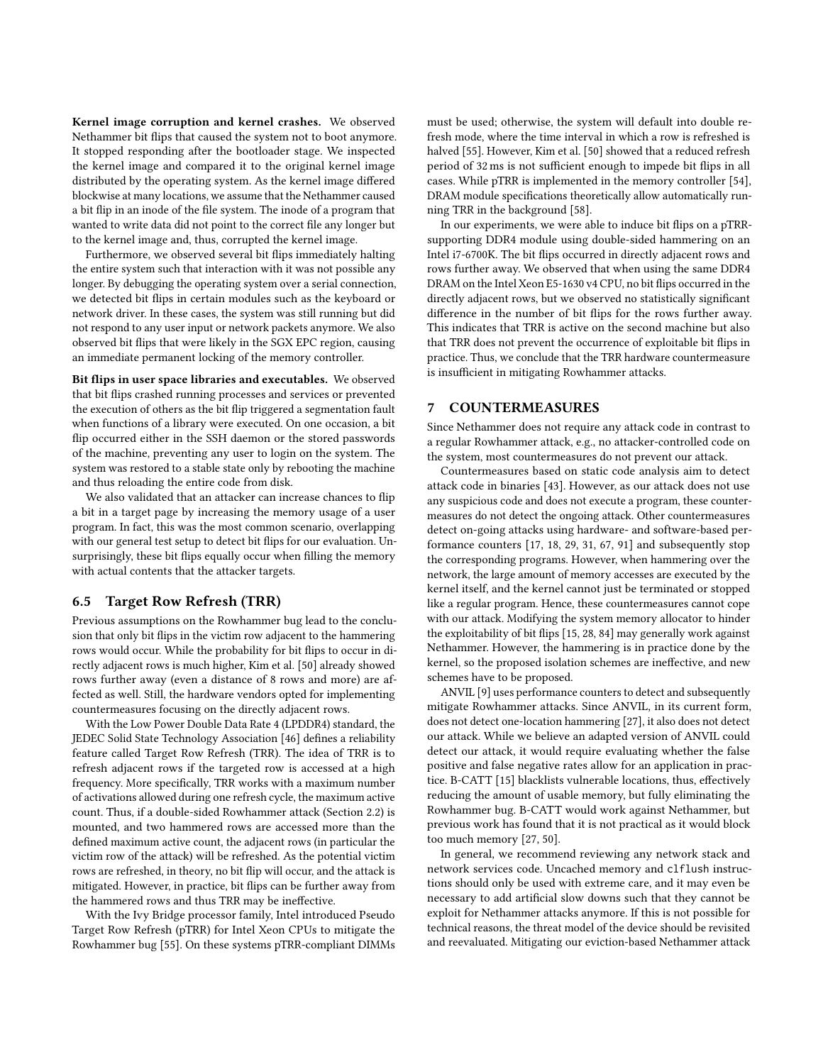**Kernel image corruption and kernel crashes.** We observed Nethammer bit flips that caused the system not to boot anymore. It stopped responding after the bootloader stage. We inspected the kernel image and compared it to the original kernel image distributed by the operating system. As the kernel image differed blockwise at many locations, we assume that the Nethammer caused a bit flip in an inode of the file system. The inode of a program that wanted to write data did not point to the correct file any longer but to the kernel image and, thus, corrupted the kernel image.

Furthermore, we observed several bit flips immediately halting the entire system such that interaction with it was not possible any longer. By debugging the operating system over a serial connection, we detected bit flips in certain modules such as the keyboard or network driver. In these cases, the system was still running but did not respond to any user input or network packets anymore. We also observed bit flips that were likely in the SGX EPC region, causing an immediate permanent locking of the memory controller.

**Bit flips in user space libraries and executables.** We observed that bit flips crashed running processes and services or prevented the execution of others as the bit flip triggered a segmentation fault when functions of a library were executed. On one occasion, a bit flip occurred either in the SSH daemon or the stored passwords of the machine, preventing any user to login on the system. The system was restored to a stable state only by rebooting the machine and thus reloading the entire code from disk.

We also validated that an attacker can increase chances to flip a bit in a target page by increasing the memory usage of a user program. In fact, this was the most common scenario, overlapping with our general test setup to detect bit flips for our evaluation. Unsurprisingly, these bit flips equally occur when filling the memory with actual contents that the attacker targets.

### 6.5 Target Row Refresh (TRR)

Previous assumptions on the Rowhammer bug lead to the conclusion that only bit flips in the victim row adjacent to the hammering rows would occur. While the probability for bit flips to occur in directly adjacent rows is much higher, Kim et al. [50] already showed rows further away (even a distance of 8 rows and more) are affected as well. Still, the hardware vendors opted for implementing countermeasures focusing on the directly adjacent rows.

With the Low Power Double Data Rate 4 (LPDDR4) standard, the JEDEC Solid State Technology Association [46] defines a reliability feature called Target Row Refresh (TRR). The idea of TRR is to refresh adjacent rows if the targeted row is accessed at a high frequency. More specifically, TRR works with a maximum number of activations allowed during one refresh cycle, the maximum active count. Thus, if a double-sided Rowhammer attack (Section 2.2) is mounted, and two hammered rows are accessed more than the defined maximum active count, the adjacent rows (in particular the victim row of the attack) will be refreshed. As the potential victim rows are refreshed, in theory, no bit flip will occur, and the attack is mitigated. However, in practice, bit flips can be further away from the hammered rows and thus TRR may be ineffective.

With the Ivy Bridge processor family, Intel introduced Pseudo Target Row Refresh (pTRR) for Intel Xeon CPUs to mitigate the Rowhammer bug [55]. On these systems pTRR-compliant DIMMs must be used; otherwise, the system will default into double refresh mode, where the time interval in which a row is refreshed is halved [55]. However, Kim et al. [50] showed that a reduced refresh period of 32 ms is not sufficient enough to impede bit flips in all cases. While pTRR is implemented in the memory controller [54], DRAM module specifications theoretically allow automatically running TRR in the background [58].

In our experiments, we were able to induce bit flips on a pTRR-supporting DDR4 module using double-sided hammering on an Intel i7-6700K. The bit flips occurred in directly adjacent rows and rows further away. We observed that when using the same DDR4 DRAM on the Intel Xeon E5-1630 v4 CPU, no bit flips occurred in the directly adjacent rows, but we observed no statistically significant difference in the number of bit flips for the rows further away. This indicates that TRR is active on the second machine but also that TRR does not prevent the occurrence of exploitable bit flips in practice. Thus, we conclude that the TRR hardware countermeasure is insufficient in mitigating Rowhammer attacks.

## 7 COUNTERMEASURES

Since Nethammer does not require any attack code in contrast to a regular Rowhammer attack, e.g., no attacker-controlled code on the system, most countermeasures do not prevent our attack.

Countermeasures based on static code analysis aim to detect attack code in binaries [43]. However, as our attack does not use any suspicious code and does not execute a program, these countermeasures do not detect the ongoing attack. Other countermeasures detect on-going attacks using hardware- and software-based performance counters [17, 18, 29, 31, 67, 91] and subsequently stop the corresponding programs. However, when hammering over the network, the large amount of memory accesses are executed by the kernel itself, and the kernel cannot just be terminated or stopped like a regular program. Hence, these countermeasures cannot cope with our attack. Modifying the system memory allocator to hinder the exploitability of bit flips [15, 28, 84] may generally work against Nethammer. However, the hammering is in practice done by the kernel, so the proposed isolation schemes are ineffective, and new schemes have to be proposed.

ANVIL [9] uses performance counters to detect and subsequently mitigate Rowhammer attacks. Since ANVIL, in its current form, does not detect one-location hammering [27], it also does not detect our attack. While we believe an adapted version of ANVIL could detect our attack, it would require evaluating whether the false positive and false negative rates allow for an application in practice. B-CATT [15] blacklists vulnerable locations, thus, effectively reducing the amount of usable memory, but fully eliminating the Rowhammer bug. B-CATT would work against Nethammer, but previous work has found that it is not practical as it would block too much memory [27, 50].

In general, we recommend reviewing any network stack and network services code. Uncached memory and `clflush` instructions should only be used with extreme care, and it may even be necessary to add artificial slow downs such that they cannot be exploit for Nethammer attacks anymore. If this is not possible for technical reasons, the threat model of the device should be revisited and reevaluated. Mitigating our eviction-based Nethammer attack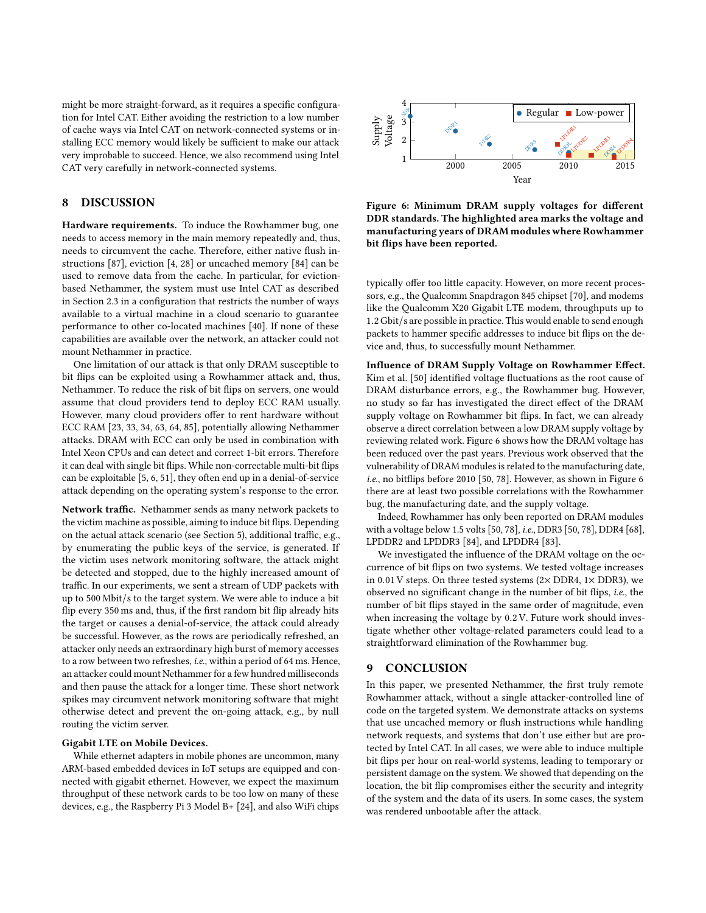might be more straight-forward, as it requires a specific configuration for Intel CAT. Either avoiding the restriction to a low number of cache ways via Intel CAT on network-connected systems or installing ECC memory would likely be sufficient to make our attack very improbable to succeed. Hence, we also recommend using Intel CAT very carefully in network-connected systems.

## 8 DISCUSSION

**Hardware requirements.** To induce the Rowhammer bug, one needs to access memory in the main memory repeatedly and, thus, needs to circumvent the cache. Therefore, either native flush instructions [87], eviction [4, 28] or uncached memory [84] can be used to remove data from the cache. In particular, for eviction-based Nethammer, the system must use Intel CAT as described in Section 2.3 in a configuration that restricts the number of ways available to a virtual machine in a cloud scenario to guarantee performance to other co-located machines [40]. If none of these capabilities are available over the network, an attacker could not mount Nethammer in practice.

One limitation of our attack is that only DRAM susceptible to bit flips can be exploited using a Rowhammer attack and, thus, Nethammer. To reduce the risk of bit flips on servers, one would assume that cloud providers tend to deploy ECC RAM usually. However, many cloud providers offer to rent hardware without ECC RAM [23, 33, 34, 63, 64, 85], potentially allowing Nethammer attacks. DRAM with ECC can only be used in combination with Intel Xeon CPUs and can detect and correct 1-bit errors. Therefore it can deal with single bit flips. While non-correctable multi-bit flips can be exploitable [5, 6, 51], they often end up in a denial-of-service attack depending on the operating system's response to the error.

**Network traffic.** Nethammer sends as many network packets to the victim machine as possible, aiming to induce bit flips. Depending on the actual attack scenario (see Section 5), additional traffic, e.g., by enumerating the public keys of the service, is generated. If the victim uses network monitoring software, the attack might be detected and stopped, due to the highly increased amount of traffic. In our experiments, we sent a stream of UDP packets with up to 500 Mbit/s to the target system. We were able to induce a bit flip every 350 ms and, thus, if the first random bit flip already hits the target or causes a denial-of-service, the attack could already be successful. However, as the rows are periodically refreshed, an attacker only needs an extraordinary high burst of memory accesses to a row between two refreshes, *i.e.*, within a period of 64 ms. Hence, an attacker could mount Nethammer for a few hundred milliseconds and then pause the attack for a longer time. These short network spikes may circumvent network monitoring software that might otherwise detect and prevent the on-going attack, e.g., by null routing the victim server.

**Gigabit LTE on Mobile Devices.**

While ethernet adapters in mobile phones are uncommon, many ARM-based embedded devices in IoT setups are equipped and connected with gigabit ethernet. However, we expect the maximum throughput of these network cards to be too low on many of these devices, e.g., the Raspberry Pi 3 Model B+ [24], and also WiFi chips typically offer too little capacity. However, on more recent processors, e.g., the Qualcomm Snapdragon 845 chipset [70], and modems like the Qualcomm X20 Gigabit LTE modem, throughputs up to 1.2 Gbit/s are possible in practice. This would enable to send enough packets to hammer specific addresses to induce bit flips on the device and, thus, to successfully mount Nethammer.

**Figure 6: Minimum DRAM supply voltages for different DDR standards. The highlighted area marks the voltage and manufacturing years of DRAM modules where Rowhammer bit flips have been reported.**

**Influence of DRAM Supply Voltage on Rowhammer Effect.** Kim et al. [50] identified voltage fluctuations as the root cause of DRAM disturbance errors, e.g., the Rowhammer bug. However, no study so far has investigated the direct effect of the DRAM supply voltage on Rowhammer bit flips. In fact, we can already observe a direct correlation between a low DRAM supply voltage by reviewing related work. Figure 6 shows how the DRAM voltage has been reduced over the past years. Previous work observed that the vulnerability of DRAM modules is related to the manufacturing date, *i.e.*, no bitflips before 2010 [50, 78]. However, as shown in Figure 6 there are at least two possible correlations with the Rowhammer bug, the manufacturing date, and the supply voltage.

Indeed, Rowhammer has only been reported on DRAM modules with a voltage below 1.5 volts [50, 78], *i.e.*, DDR3 [50, 78], DDR4 [68], LPDDR2 and LPDDR3 [84], and LPDDR4 [83].

We investigated the influence of the DRAM voltage on the occurrence of bit flips on two systems. We tested voltage increases in 0.01 V steps. On three tested systems (2× DDR4, 1× DDR3), we observed no significant change in the number of bit flips, *i.e.*, the number of bit flips stayed in the same order of magnitude, even when increasing the voltage by 0.2 V. Future work should investigate whether other voltage-related parameters could lead to a straightforward elimination of the Rowhammer bug.

## 9 CONCLUSION

In this paper, we presented Nethammer, the first truly remote Rowhammer attack, without a single attacker-controlled line of code on the targeted system. We demonstrate attacks on systems that use uncached memory or flush instructions while handling network requests, and systems that don't use either but are protected by Intel CAT. In all cases, we were able to induce multiple bit flips per hour on real-world systems, leading to temporary or persistent damage on the system. We showed that depending on the location, the bit flip compromises either the security and integrity of the system and the data of its users. In some cases, the system was rendered unbootable after the attack.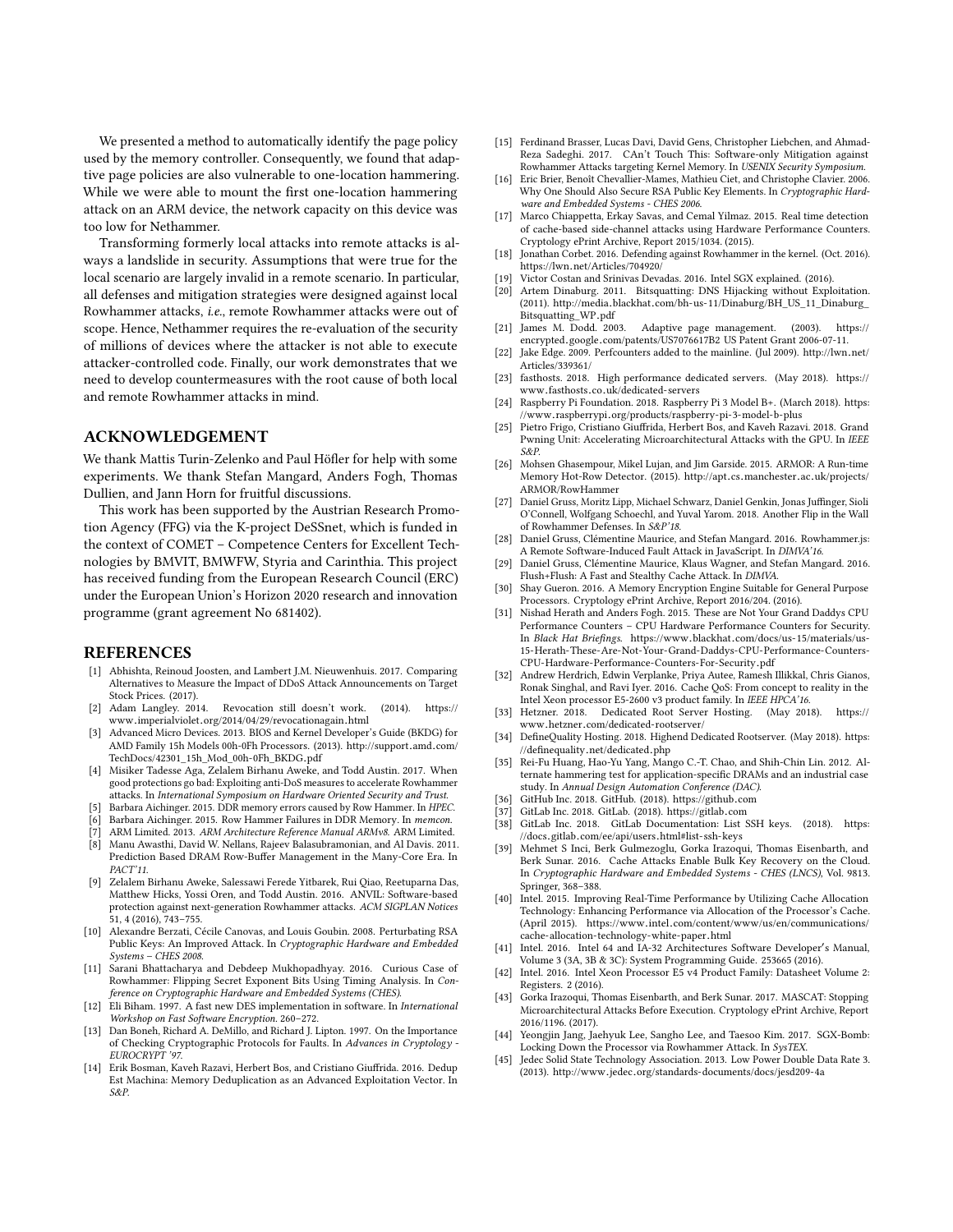We presented a method to automatically identify the page policy used by the memory controller. Consequently, we found that adaptive page policies are also vulnerable to one-location hammering. While we were able to mount the first one-location hammering attack on an ARM device, the network capacity on this device was too low for Nethammer.

Transforming formerly local attacks into remote attacks is always a landslide in security. Assumptions that were true for the local scenario are largely invalid in a remote scenario. In particular, all defenses and mitigation strategies were designed against local Rowhammer attacks, *i.e.*, remote Rowhammer attacks were out of scope. Hence, Nethammer requires the re-evaluation of the security of millions of devices where the attacker is not able to execute attacker-controlled code. Finally, our work demonstrates that we need to develop countermeasures with the root cause of both local and remote Rowhammer attacks in mind.

## ACKNOWLEDGEMENT

We thank Mattis Turin-Zelenko and Paul Höfler for help with some experiments. We thank Stefan Mangard, Anders Fogh, Thomas Dullien, and Jann Horn for fruitful discussions.

This work has been supported by the Austrian Research Promotion Agency (FFG) via the K-project DeSSnet, which is funded in the context of COMET – Competence Centers for Excellent Technologies by BMVIT, BMWFW, Styria and Carinthia. This project has received funding from the European Research Council (ERC) under the European Union's Horizon 2020 research and innovation programme (grant agreement No 681402).

## REFERENCES

- [1] Abhishta, Reinoud Joosten, and Lambert J.M. Nieuwenhuis. 2017. Comparing Alternatives to Measure the Impact of DDoS Attack Announcements on Target Stock Prices. (2017).
- [2] Adam Langley. 2014. Revocation still doesn't work. (2014). https://www.imperialviolet.org/2014/04/29/revocationagain.html
- [3] Advanced Micro Devices. 2013. BIOS and Kernel Developer's Guide (BKDG) for AMD Family 15h Models 00h-0Fh Processors. (2013). http://support.amd.com/TechDocs/42301_15h_Mod_00h-0Fh_BKDG.pdf
- [4] Misiker Tadesse Aga, Zelalem Birhanu Aweke, and Todd Austin. 2017. When good protections go bad: Exploiting anti-DoS measures to accelerate Rowhammer attacks. In *International Symposium on Hardware Oriented Security and Trust*.
- [5] Barbara Aichinger. 2015. DDR memory errors caused by Row Hammer. In *HPEC*.
- [6] Barbara Aichinger. 2015. Row Hammer Failures in DDR Memory. In *memcon*.
- [7] ARM Limited. 2013. *ARM Architecture Reference Manual ARMv8*. ARM Limited.
- [8] Manu Awasthi, David W. Nellans, Rajeev Balasubramonian, and Al Davis. 2011. Prediction Based DRAM Row-Buffer Management in the Many-Core Era. In *PACT'11*.
- [9] Zelalem Birhanu Aweke, Salessawi Ferede Yitbarek, Rui Qiao, Reetuparna Das, Matthew Hicks, Yossi Oren, and Todd Austin. 2016. ANVIL: Software-based protection against next-generation Rowhammer attacks. *ACM SIGPLAN Notices* 51, 4 (2016), 743–755.
- [10] Alexandre Berzati, Cécile Canovas, and Louis Goubin. 2008. Perturbating RSA Public Keys: An Improved Attack. In *Cryptographic Hardware and Embedded Systems – CHES 2008*.
- [11] Sarani Bhattacharya and Debdeep Mukhopadhyay. 2016. Curious Case of Rowhammer: Flipping Secret Exponent Bits Using Timing Analysis. In *Conference on Cryptographic Hardware and Embedded Systems (CHES)*.
- [12] Eli Biham. 1997. A fast new DES implementation in software. In *International Workshop on Fast Software Encryption*. 260–272.
- [13] Dan Boneh, Richard A. DeMillo, and Richard J. Lipton. 1997. On the Importance of Checking Cryptographic Protocols for Faults. In *Advances in Cryptology - EUROCRYPT '97*.
- [14] Erik Bosman, Kaveh Razavi, Herbert Bos, and Cristiano Giuffrida. 2016. Dedup Est Machina: Memory Deduplication as an Advanced Exploitation Vector. In *S&P*.
- [15] Ferdinand Brasser, Lucas Davi, David Gens, Christopher Liebchen, and Ahmad-Reza Sadeghi. 2017. CAn't Touch This: Software-only Mitigation against Rowhammer Attacks targeting Kernel Memory. In *USENIX Security Symposium*.
- [16] Eric Brier, Benoît Chevallier-Mames, Mathieu Ciet, and Christophe Clavier. 2006. Why One Should Also Secure RSA Public Key Elements. In *Cryptographic Hardware and Embedded Systems - CHES 2006*.
- [17] Marco Chiappetta, Erkay Savas, and Cemal Yilmaz. 2015. Real time detection of cache-based side-channel attacks using Hardware Performance Counters. Cryptology ePrint Archive, Report 2015/1034. (2015).
- [18] Jonathan Corbet. 2016. Defending against Rowhammer in the kernel. (Oct. 2016). https://lwn.net/Articles/704920/
- [19] Victor Costan and Srinivas Devadas. 2016. Intel SGX explained. (2016).
- [20] Artem Dinaburg. 2011. Bitsquatting: DNS Hijacking without Exploitation. (2011). http://media.blackhat.com/bh-us-11/Dinaburg/BH_US_11_Dinaburg_Bitsquatting_WP.pdf
- [21] James M. Dodd. 2003. Adaptive page management. (2003). https://encrypted.google.com/patents/US7076617B2 US Patent Grant 2006-07-11.
- [22] Jake Edge. 2009. Perfcounters added to the mainline. (Jul 2009). http://lwn.net/Articles/339361/
- [23] fasthosts. 2018. High performance dedicated servers. (May 2018). https://www.fasthosts.co.uk/dedicated-servers
- [24] Raspberry Pi Foundation. 2018. Raspberry Pi 3 Model B+. (March 2018). https://www.raspberrypi.org/products/raspberry-pi-3-model-b-plus
- [25] Pietro Frigo, Cristiano Giuffrida, Herbert Bos, and Kaveh Razavi. 2018. Grand Pwning Unit: Accelerating Microarchitectural Attacks with the GPU. In *IEEE S&P*.
- [26] Mohsen Ghasempour, Mikel Lujan, and Jim Garside. 2015. ARMOR: A Run-time Memory Hot-Row Detector. (2015). http://apt.cs.manchester.ac.uk/projects/ARMOR/RowHammer
- [27] Daniel Gruss, Moritz Lipp, Michael Schwarz, Daniel Genkin, Jonas Juffinger, Sioli O'Connell, Wolfgang Schoechl, and Yuval Yarom. 2018. Another Flip in the Wall of Rowhammer Defenses. In *S&P'18*.
- [28] Daniel Gruss, Clémentine Maurice, and Stefan Mangard. 2016. Rowhammer.js: A Remote Software-Induced Fault Attack in JavaScript. In *DIMVA'16*.
- [29] Daniel Gruss, Clémentine Maurice, Klaus Wagner, and Stefan Mangard. 2016. Flush+Flush: A Fast and Stealthy Cache Attack. In *DIMVA*.
- [30] Shay Gueron. 2016. A Memory Encryption Engine Suitable for General Purpose Processors. Cryptology ePrint Archive, Report 2016/204. (2016).
- [31] Nishad Herath and Anders Fogh. 2015. These are Not Your Grand Daddys CPU Performance Counters – CPU Hardware Performance Counters for Security. In *Black Hat Briefings*. https://www.blackhat.com/docs/us-15/materials/us-15-Herath-These-Are-Not-Your-Grand-Daddys-CPU-Performance-Counters-CPU-Hardware-Performance-Counters-For-Security.pdf
- [32] Andrew Herdrich, Edwin Verplanke, Priya Autee, Ramesh Illikkal, Chris Gianos, Ronak Singhal, and Ravi Iyer. 2016. Cache QoS: From concept to reality in the Intel Xeon processor E5-2600 v3 product family. In *IEEE HPCA'16*.
- [33] Hetzner. 2018. Dedicated Root Server Hosting. (May 2018). https://www.hetzner.com/dedicated-rootserver/
- [34] DefineQuality Hosting. 2018. Highend Dedicated Rootserver. (May 2018). https://definequality.net/dedicated.php
- [35] Rei-Fu Huang, Hao-Yu Yang, Mango C.-T. Chao, and Shih-Chin Lin. 2012. Alternate hammering test for application-specific DRAMs and an industrial case study. In *Annual Design Automation Conference (DAC)*.
- [36] GitHub Inc. 2018. GitHub. (2018). https://github.com
- [37] GitLab Inc. 2018. GitLab. (2018). https://gitlab.com
- [38] GitLab Inc. 2018. GitLab Documentation: List SSH keys. (2018). https://docs.gitlab.com/ee/api/users.html#list-ssh-keys
- [39] Mehmet S Inci, Berk Gulmezoglu, Gorka Irazoqui, Thomas Eisenbarth, and Berk Sunar. 2016. Cache Attacks Enable Bulk Key Recovery on the Cloud. In *Cryptographic Hardware and Embedded Systems - CHES (LNCS)*, Vol. 9813. Springer, 368–388.
- [40] Intel. 2015. Improving Real-Time Performance by Utilizing Cache Allocation Technology: Enhancing Performance via Allocation of the Processor's Cache. (April 2015). https://www.intel.com/content/www/us/en/communications/cache-allocation-technology-white-paper.html
- [41] Intel. 2016. Intel 64 and IA-32 Architectures Software Developer′s Manual, Volume 3 (3A, 3B & 3C): System Programming Guide. 253665 (2016).
- [42] Intel. 2016. Intel Xeon Processor E5 v4 Product Family: Datasheet Volume 2: Registers. 2 (2016).
- [43] Gorka Irazoqui, Thomas Eisenbarth, and Berk Sunar. 2017. MASCAT: Stopping Microarchitectural Attacks Before Execution. Cryptology ePrint Archive, Report 2016/1196. (2017).
- [44] Yeongjin Jang, Jaehyuk Lee, Sangho Lee, and Taesoo Kim. 2017. SGX-Bomb: Locking Down the Processor via Rowhammer Attack. In *SysTEX*.
- [45] Jedec Solid State Technology Association. 2013. Low Power Double Data Rate 3. (2013). http://www.jedec.org/standards-documents/docs/jesd209-4a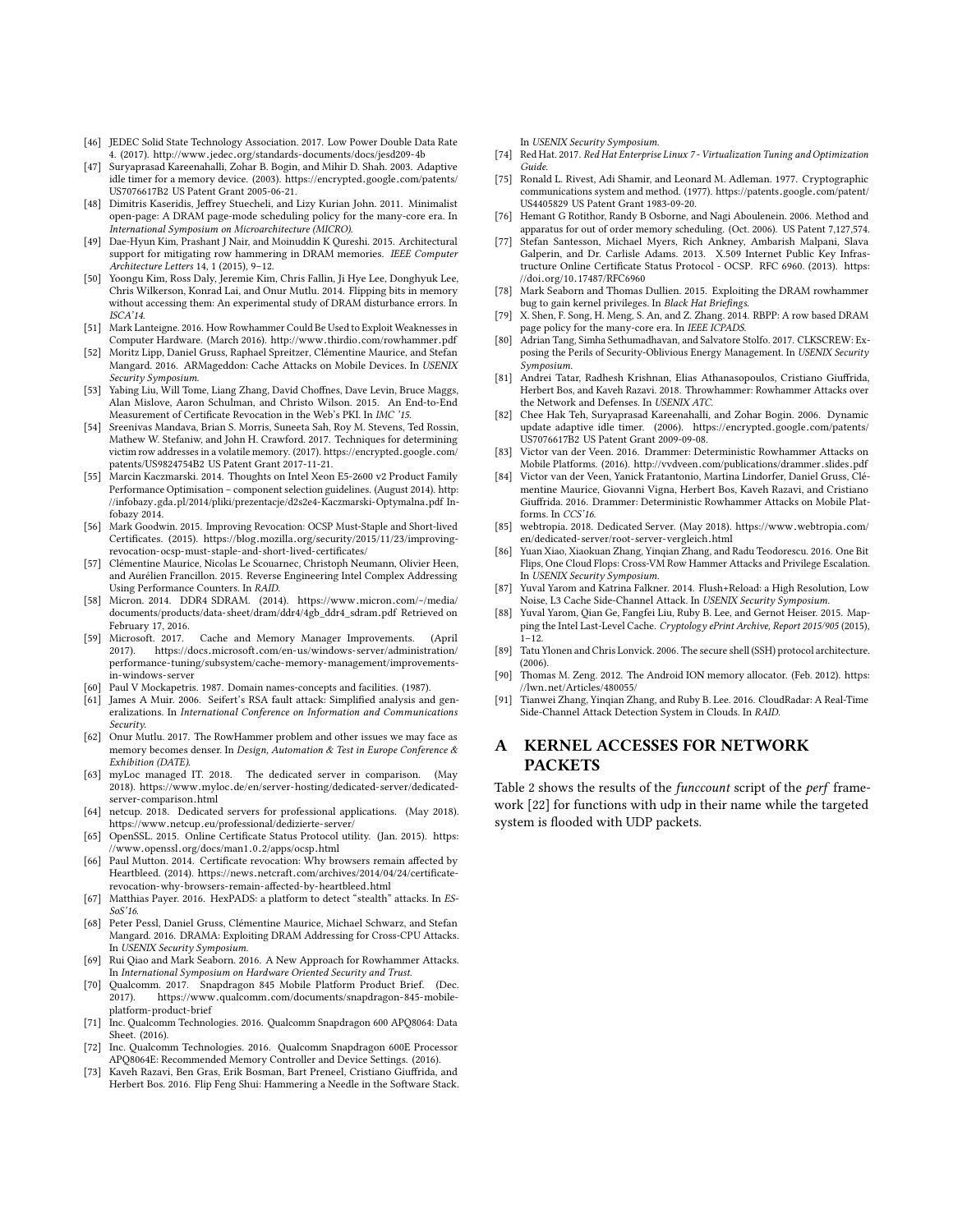- [46] JEDEC Solid State Technology Association. 2017. Low Power Double Data Rate 4. (2017). http://www.jedec.org/standards-documents/docs/jesd209-4b
- [47] Suryaprasad Kareenahalli, Zohar B. Bogin, and Mihir D. Shah. 2003. Adaptive idle timer for a memory device. (2003). https://encrypted.google.com/patents/US7076617B2 US Patent Grant 2005-06-21.
- [48] Dimitris Kaseridis, Jeffrey Stuecheli, and Lizy Kurian John. 2011. Minimalist open-page: A DRAM page-mode scheduling policy for the many-core era. In *International Symposium on Microarchitecture (MICRO)*.
- [49] Dae-Hyun Kim, Prashant J Nair, and Moinuddin K Qureshi. 2015. Architectural support for mitigating row hammering in DRAM memories. *IEEE Computer Architecture Letters* 14, 1 (2015), 9–12.
- [50] Yoongu Kim, Ross Daly, Jeremie Kim, Chris Fallin, Ji Hye Lee, Donghyuk Lee, Chris Wilkerson, Konrad Lai, and Onur Mutlu. 2014. Flipping bits in memory without accessing them: An experimental study of DRAM disturbance errors. In *ISCA'14*.
- [51] Mark Lanteigne. 2016. How Rowhammer Could Be Used to Exploit Weaknesses in Computer Hardware. (March 2016). http://www.thirdio.com/rowhammer.pdf
- [52] Moritz Lipp, Daniel Gruss, Raphael Spreitzer, Clémentine Maurice, and Stefan Mangard. 2016. ARMageddon: Cache Attacks on Mobile Devices. In *USENIX Security Symposium*.
- [53] Yabing Liu, Will Tome, Liang Zhang, David Choffnes, Dave Levin, Bruce Maggs, Alan Mislove, Aaron Schulman, and Christo Wilson. 2015. An End-to-End Measurement of Certificate Revocation in the Web's PKI. In *IMC '15*.
- [54] Sreenivas Mandava, Brian S. Morris, Suneeta Sah, Roy M. Stevens, Ted Rossin, Mathew W. Stefaniw, and John H. Crawford. 2017. Techniques for determining victim row addresses in a volatile memory. (2017). https://encrypted.google.com/patents/US9824754B2 US Patent Grant 2017-11-21.
- [55] Marcin Kaczmarski. 2014. Thoughts on Intel Xeon E5-2600 v2 Product Family Performance Optimisation – component selection guidelines. (August 2014). http://infobazy.gda.pl/2014/pliki/prezentacje/d2s2e4-Kaczmarski-Optymalna.pdf Infobazy 2014.
- [56] Mark Goodwin. 2015. Improving Revocation: OCSP Must-Staple and Short-lived Certificates. (2015). https://blog.mozilla.org/security/2015/11/23/improving-revocation-ocsp-must-staple-and-short-lived-certificates/
- [57] Clémentine Maurice, Nicolas Le Scouarnec, Christoph Neumann, Olivier Heen, and Aurélien Francillon. 2015. Reverse Engineering Intel Complex Addressing Using Performance Counters. In *RAID*.
- [58] Micron. 2014. DDR4 SDRAM. (2014). https://www.micron.com/~/media/documents/products/data-sheet/dram/ddr4/4gb_ddr4_sdram.pdf Retrieved on February 17, 2016.
- [59] Microsoft. 2017. Cache and Memory Manager Improvements. (April 2017). https://docs.microsoft.com/en-us/windows-server/administration/performance-tuning/subsystem/cache-memory-management/improvements-in-windows-server
- [60] Paul V Mockapetris. 1987. Domain names-concepts and facilities. (1987).
- [61] James A Muir. 2006. Seifert's RSA fault attack: Simplified analysis and generalizations. In *International Conference on Information and Communications Security*.
- [62] Onur Mutlu. 2017. The RowHammer problem and other issues we may face as memory becomes denser. In *Design, Automation & Test in Europe Conference & Exhibition (DATE)*.
- [63] myLoc managed IT. 2018. The dedicated server in comparison. (May 2018). https://www.myloc.de/en/server-hosting/dedicated-server/dedicated-server-comparison.html
- [64] netcup. 2018. Dedicated servers for professional applications. (May 2018). https://www.netcup.eu/professional/dedizierte-server/
- [65] OpenSSL. 2015. Online Certificate Status Protocol utility. (Jan. 2015). https://www.openssl.org/docs/man1.0.2/apps/ocsp.html
- [66] Paul Mutton. 2014. Certificate revocation: Why browsers remain affected by Heartbleed. (2014). https://news.netcraft.com/archives/2014/04/24/certificate-revocation-why-browsers-remain-affected-by-heartbleed.html
- [67] Matthias Payer. 2016. HexPADS: a platform to detect "stealth" attacks. In *ESSoS'16*.
- [68] Peter Pessl, Daniel Gruss, Clémentine Maurice, Michael Schwarz, and Stefan Mangard. 2016. DRAMA: Exploiting DRAM Addressing for Cross-CPU Attacks. In *USENIX Security Symposium*.
- [69] Rui Qiao and Mark Seaborn. 2016. A New Approach for Rowhammer Attacks. In *International Symposium on Hardware Oriented Security and Trust*.
- [70] Qualcomm. 2017. Snapdragon 845 Mobile Platform Product Brief. (Dec. 2017). https://www.qualcomm.com/documents/snapdragon-845-mobile-platform-product-brief
- [71] Inc. Qualcomm Technologies. 2016. Qualcomm Snapdragon 600 APQ8064: Data Sheet. (2016).
- [72] Inc. Qualcomm Technologies. 2016. Qualcomm Snapdragon 600E Processor APQ8064E: Recommended Memory Controller and Device Settings. (2016).
- [73] Kaveh Razavi, Ben Gras, Erik Bosman, Bart Preneel, Cristiano Giuffrida, and Herbert Bos. 2016. Flip Feng Shui: Hammering a Needle in the Software Stack. In *USENIX Security Symposium*.
- [74] Red Hat. 2017. *Red Hat Enterprise Linux 7 - Virtualization Tuning and Optimization Guide.*
- [75] Ronald L. Rivest, Adi Shamir, and Leonard M. Adleman. 1977. Cryptographic communications system and method. (1977). https://patents.google.com/patent/US4405829 US Patent Grant 1983-09-20.
- [76] Hemant G Rotithor, Randy B Osborne, and Nagi Aboulenein. 2006. Method and apparatus for out of order memory scheduling. (Oct. 2006). US Patent 7,127,574.
- [77] Stefan Santesson, Michael Myers, Rich Ankney, Ambarish Malpani, Slava Galperin, and Dr. Carlisle Adams. 2013. X.509 Internet Public Key Infrastructure Online Certificate Status Protocol - OCSP. RFC 6960. (2013). https://doi.org/10.17487/RFC6960
- [78] Mark Seaborn and Thomas Dullien. 2015. Exploiting the DRAM rowhammer bug to gain kernel privileges. In *Black Hat Briefings*.
- [79] X. Shen, F. Song, H. Meng, S. An, and Z. Zhang. 2014. RBPP: A row based DRAM page policy for the many-core era. In *IEEE ICPADS*.
- [80] Adrian Tang, Simha Sethumadhavan, and Salvatore Stolfo. 2017. CLKSCREW: Exposing the Perils of Security-Oblivious Energy Management. In *USENIX Security Symposium*.
- [81] Andrei Tatar, Radhesh Krishnan, Elias Athanasopoulos, Cristiano Giuffrida, Herbert Bos, and Kaveh Razavi. 2018. Throwhammer: Rowhammer Attacks over the Network and Defenses. In *USENIX ATC*.
- [82] Chee Hak Teh, Suryaprasad Kareenahalli, and Zohar Bogin. 2006. Dynamic update adaptive idle timer. (2006). https://encrypted.google.com/patents/US7076617B2 US Patent Grant 2009-09-08.
- [83] Victor van der Veen. 2016. Drammer: Deterministic Rowhammer Attacks on Mobile Platforms. (2016). http://vvdveen.com/publications/drammer.slides.pdf
- [84] Victor van der Veen, Yanick Fratantonio, Martina Lindorfer, Daniel Gruss, Clémentine Maurice, Giovanni Vigna, Herbert Bos, Kaveh Razavi, and Cristiano Giuffrida. 2016. Drammer: Deterministic Rowhammer Attacks on Mobile Platforms. In *CCS'16*.
- [85] webtropia. 2018. Dedicated Server. (May 2018). https://www.webtropia.com/en/dedicated-server/root-server-vergleich.html
- [86] Yuan Xiao, Xiaokuan Zhang, Yinqian Zhang, and Radu Teodorescu. 2016. One Bit Flips, One Cloud Flops: Cross-VM Row Hammer Attacks and Privilege Escalation. In *USENIX Security Symposium*.
- [87] Yuval Yarom and Katrina Falkner. 2014. Flush+Reload: a High Resolution, Low Noise, L3 Cache Side-Channel Attack. In *USENIX Security Symposium*.
- [88] Yuval Yarom, Qian Ge, Fangfei Liu, Ruby B. Lee, and Gernot Heiser. 2015. Mapping the Intel Last-Level Cache. *Cryptology ePrint Archive, Report 2015/905* (2015), 1–12.
- [89] Tatu Ylonen and Chris Lonvick. 2006. The secure shell (SSH) protocol architecture. (2006).
- [90] Thomas M. Zeng. 2012. The Android ION memory allocator. (Feb. 2012). https://lwn.net/Articles/480055/
- [91] Tianwei Zhang, Yinqian Zhang, and Ruby B. Lee. 2016. CloudRadar: A Real-Time Side-Channel Attack Detection System in Clouds. In *RAID*.

# A KERNEL ACCESSES FOR NETWORK PACKETS

Table 2 shows the results of the *funccount* script of the *perf* framework [22] for functions with udp in their name while the targeted system is flooded with UDP packets.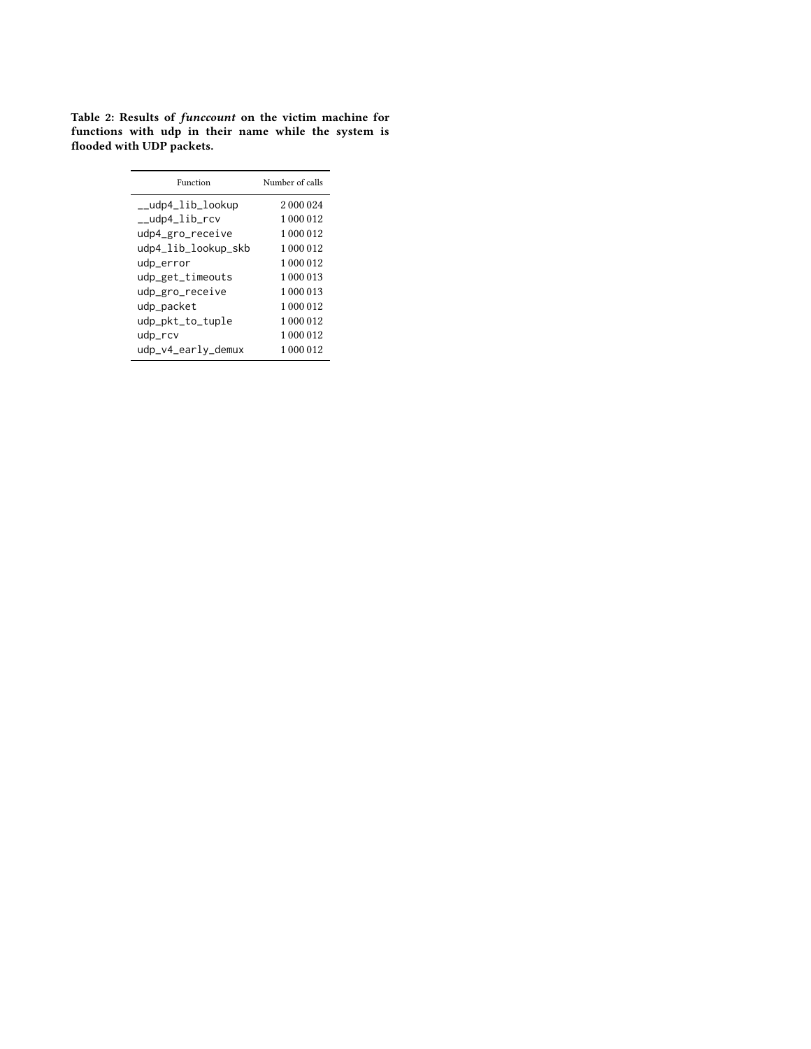**Table 2: Results of *funccount* on the victim machine for functions with udp in their name while the system is flooded with UDP packets.**

| Function | Number of calls |
|---|---|
| `__udp4_lib_lookup` | 2 000 024 |
| `__udp4_lib_rcv` | 1 000 012 |
| `udp4_gro_receive` | 1 000 012 |
| `udp4_lib_lookup_skb` | 1 000 012 |
| `udp_error` | 1 000 012 |
| `udp_get_timeouts` | 1 000 013 |
| `udp_gro_receive` | 1 000 013 |
| `udp_packet` | 1 000 012 |
| `udp_pkt_to_tuple` | 1 000 012 |
| `udp_rcv` | 1 000 012 |
| `udp_v4_early_demux` | 1 000 012 |